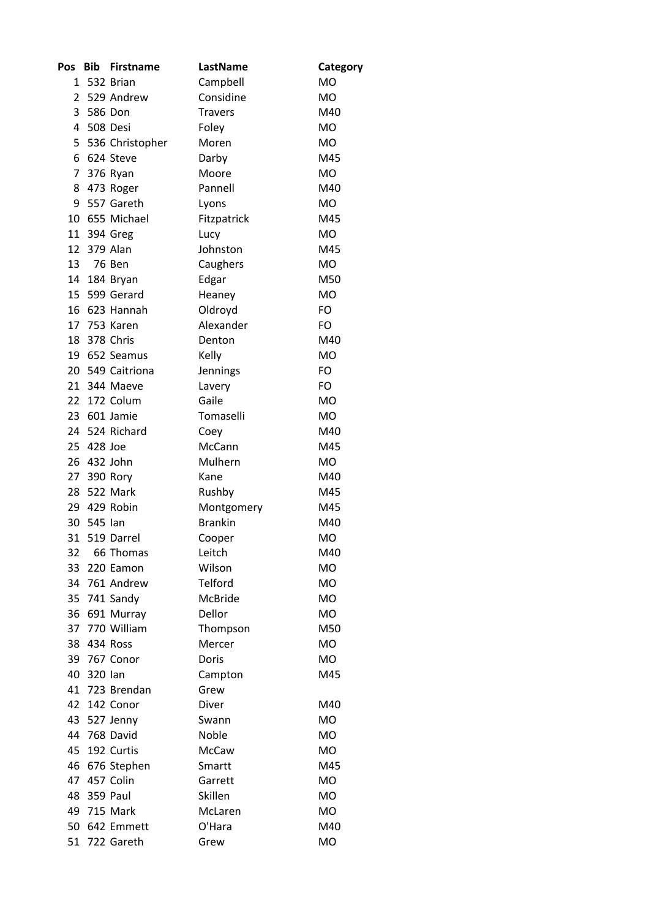| Pos | Bib | Firstname | LastName | Category |
|---|---|---|---|---|
| 1 | 532 | Brian | Campbell | MO |
| 2 | 529 | Andrew | Considine | MO |
| 3 | 586 | Don | Travers | M40 |
| 4 | 508 | Desi | Foley | MO |
| 5 | 536 | Christopher | Moren | MO |
| 6 | 624 | Steve | Darby | M45 |
| 7 | 376 | Ryan | Moore | MO |
| 8 | 473 | Roger | Pannell | M40 |
| 9 | 557 | Gareth | Lyons | MO |
| 10 | 655 | Michael | Fitzpatrick | M45 |
| 11 | 394 | Greg | Lucy | MO |
| 12 | 379 | Alan | Johnston | M45 |
| 13 | 76 | Ben | Caughers | MO |
| 14 | 184 | Bryan | Edgar | M50 |
| 15 | 599 | Gerard | Heaney | MO |
| 16 | 623 | Hannah | Oldroyd | FO |
| 17 | 753 | Karen | Alexander | FO |
| 18 | 378 | Chris | Denton | M40 |
| 19 | 652 | Seamus | Kelly | MO |
| 20 | 549 | Caitriona | Jennings | FO |
| 21 | 344 | Maeve | Lavery | FO |
| 22 | 172 | Colum | Gaile | MO |
| 23 | 601 | Jamie | Tomaselli | MO |
| 24 | 524 | Richard | Coey | M40 |
| 25 | 428 | Joe | McCann | M45 |
| 26 | 432 | John | Mulhern | MO |
| 27 | 390 | Rory | Kane | M40 |
| 28 | 522 | Mark | Rushby | M45 |
| 29 | 429 | Robin | Montgomery | M45 |
| 30 | 545 | Ian | Brankin | M40 |
| 31 | 519 | Darrel | Cooper | MO |
| 32 | 66 | Thomas | Leitch | M40 |
| 33 | 220 | Eamon | Wilson | MO |
| 34 | 761 | Andrew | Telford | MO |
| 35 | 741 | Sandy | McBride | MO |
| 36 | 691 | Murray | Dellor | MO |
| 37 | 770 | William | Thompson | M50 |
| 38 | 434 | Ross | Mercer | MO |
| 39 | 767 | Conor | Doris | MO |
| 40 | 320 | Ian | Campton | M45 |
| 41 | 723 | Brendan | Grew | |
| 42 | 142 | Conor | Diver | M40 |
| 43 | 527 | Jenny | Swann | MO |
| 44 | 768 | David | Noble | MO |
| 45 | 192 | Curtis | McCaw | MO |
| 46 | 676 | Stephen | Smartt | M45 |
| 47 | 457 | Colin | Garrett | MO |
| 48 | 359 | Paul | Skillen | MO |
| 49 | 715 | Mark | McLaren | MO |
| 50 | 642 | Emmett | O'Hara | M40 |
| 51 | 722 | Gareth | Grew | MO |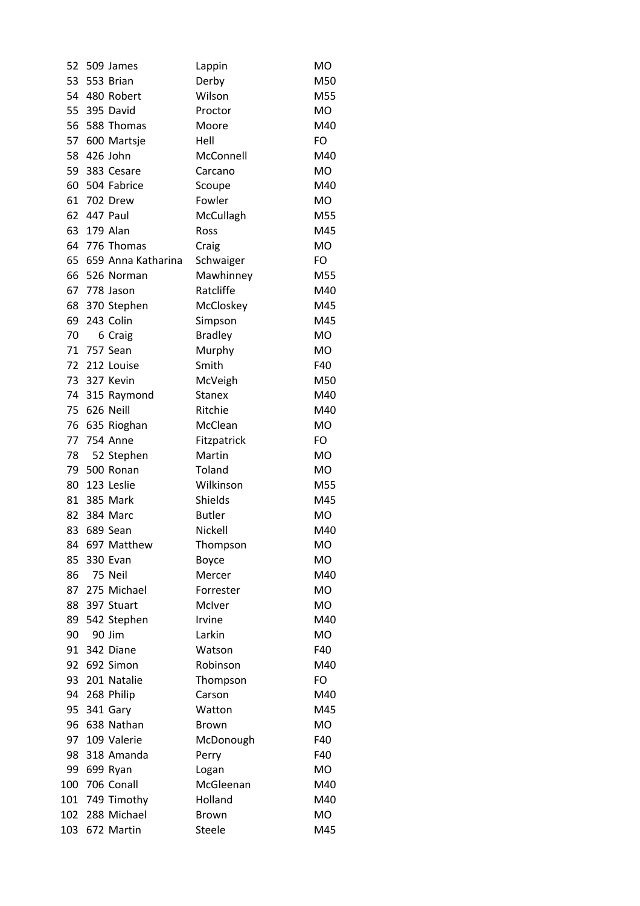| | | | | |
|---|---|---|---|---|
| 52 | 509 | James | Lappin | MO |
| 53 | 553 | Brian | Derby | M50 |
| 54 | 480 | Robert | Wilson | M55 |
| 55 | 395 | David | Proctor | MO |
| 56 | 588 | Thomas | Moore | M40 |
| 57 | 600 | Martsje | Hell | FO |
| 58 | 426 | John | McConnell | M40 |
| 59 | 383 | Cesare | Carcano | MO |
| 60 | 504 | Fabrice | Scoupe | M40 |
| 61 | 702 | Drew | Fowler | MO |
| 62 | 447 | Paul | McCullagh | M55 |
| 63 | 179 | Alan | Ross | M45 |
| 64 | 776 | Thomas | Craig | MO |
| 65 | 659 | Anna Katharina | Schwaiger | FO |
| 66 | 526 | Norman | Mawhinney | M55 |
| 67 | 778 | Jason | Ratcliffe | M40 |
| 68 | 370 | Stephen | McCloskey | M45 |
| 69 | 243 | Colin | Simpson | M45 |
| 70 | 6 | Craig | Bradley | MO |
| 71 | 757 | Sean | Murphy | MO |
| 72 | 212 | Louise | Smith | F40 |
| 73 | 327 | Kevin | McVeigh | M50 |
| 74 | 315 | Raymond | Stanex | M40 |
| 75 | 626 | Neill | Ritchie | M40 |
| 76 | 635 | Rioghan | McClean | MO |
| 77 | 754 | Anne | Fitzpatrick | FO |
| 78 | 52 | Stephen | Martin | MO |
| 79 | 500 | Ronan | Toland | MO |
| 80 | 123 | Leslie | Wilkinson | M55 |
| 81 | 385 | Mark | Shields | M45 |
| 82 | 384 | Marc | Butler | MO |
| 83 | 689 | Sean | Nickell | M40 |
| 84 | 697 | Matthew | Thompson | MO |
| 85 | 330 | Evan | Boyce | MO |
| 86 | 75 | Neil | Mercer | M40 |
| 87 | 275 | Michael | Forrester | MO |
| 88 | 397 | Stuart | McIver | MO |
| 89 | 542 | Stephen | Irvine | M40 |
| 90 | 90 | Jim | Larkin | MO |
| 91 | 342 | Diane | Watson | F40 |
| 92 | 692 | Simon | Robinson | M40 |
| 93 | 201 | Natalie | Thompson | FO |
| 94 | 268 | Philip | Carson | M40 |
| 95 | 341 | Gary | Watton | M45 |
| 96 | 638 | Nathan | Brown | MO |
| 97 | 109 | Valerie | McDonough | F40 |
| 98 | 318 | Amanda | Perry | F40 |
| 99 | 699 | Ryan | Logan | MO |
| 100 | 706 | Conall | McGleenan | M40 |
| 101 | 749 | Timothy | Holland | M40 |
| 102 | 288 | Michael | Brown | MO |
| 103 | 672 | Martin | Steele | M45 |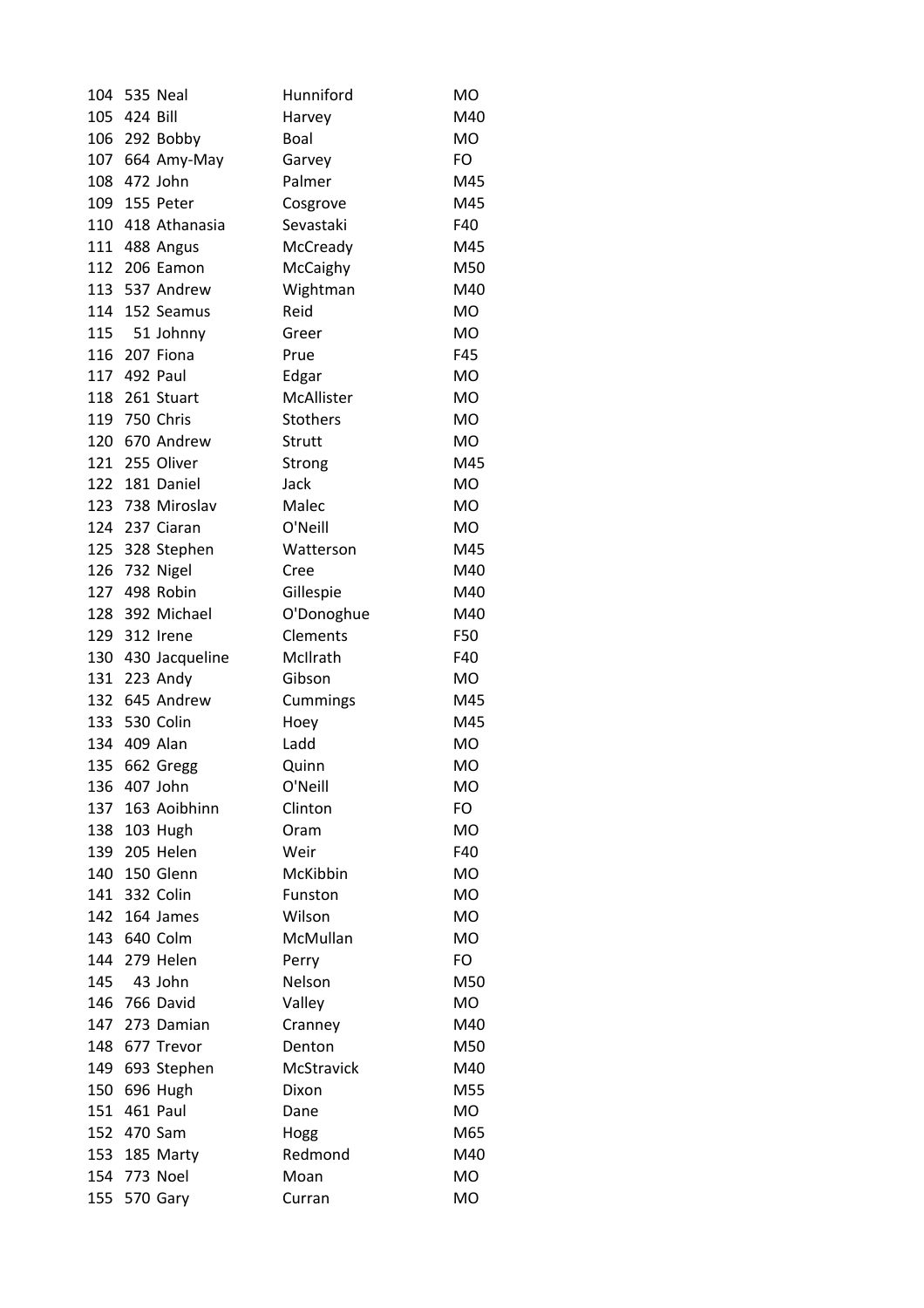| | | | | |
|---|---|---|---|---|
| 104 | 535 | Neal | Hunniford | MO |
| 105 | 424 | Bill | Harvey | M40 |
| 106 | 292 | Bobby | Boal | MO |
| 107 | 664 | Amy-May | Garvey | FO |
| 108 | 472 | John | Palmer | M45 |
| 109 | 155 | Peter | Cosgrove | M45 |
| 110 | 418 | Athanasia | Sevastaki | F40 |
| 111 | 488 | Angus | McCready | M45 |
| 112 | 206 | Eamon | McCaighy | M50 |
| 113 | 537 | Andrew | Wightman | M40 |
| 114 | 152 | Seamus | Reid | MO |
| 115 | 51 | Johnny | Greer | MO |
| 116 | 207 | Fiona | Prue | F45 |
| 117 | 492 | Paul | Edgar | MO |
| 118 | 261 | Stuart | McAllister | MO |
| 119 | 750 | Chris | Stothers | MO |
| 120 | 670 | Andrew | Strutt | MO |
| 121 | 255 | Oliver | Strong | M45 |
| 122 | 181 | Daniel | Jack | MO |
| 123 | 738 | Miroslav | Malec | MO |
| 124 | 237 | Ciaran | O'Neill | MO |
| 125 | 328 | Stephen | Watterson | M45 |
| 126 | 732 | Nigel | Cree | M40 |
| 127 | 498 | Robin | Gillespie | M40 |
| 128 | 392 | Michael | O'Donoghue | M40 |
| 129 | 312 | Irene | Clements | F50 |
| 130 | 430 | Jacqueline | McIlrath | F40 |
| 131 | 223 | Andy | Gibson | MO |
| 132 | 645 | Andrew | Cummings | M45 |
| 133 | 530 | Colin | Hoey | M45 |
| 134 | 409 | Alan | Ladd | MO |
| 135 | 662 | Gregg | Quinn | MO |
| 136 | 407 | John | O'Neill | MO |
| 137 | 163 | Aoibhinn | Clinton | FO |
| 138 | 103 | Hugh | Oram | MO |
| 139 | 205 | Helen | Weir | F40 |
| 140 | 150 | Glenn | McKibbin | MO |
| 141 | 332 | Colin | Funston | MO |
| 142 | 164 | James | Wilson | MO |
| 143 | 640 | Colm | McMullan | MO |
| 144 | 279 | Helen | Perry | FO |
| 145 | 43 | John | Nelson | M50 |
| 146 | 766 | David | Valley | MO |
| 147 | 273 | Damian | Cranney | M40 |
| 148 | 677 | Trevor | Denton | M50 |
| 149 | 693 | Stephen | McStravick | M40 |
| 150 | 696 | Hugh | Dixon | M55 |
| 151 | 461 | Paul | Dane | MO |
| 152 | 470 | Sam | Hogg | M65 |
| 153 | 185 | Marty | Redmond | M40 |
| 154 | 773 | Noel | Moan | MO |
| 155 | 570 | Gary | Curran | MO |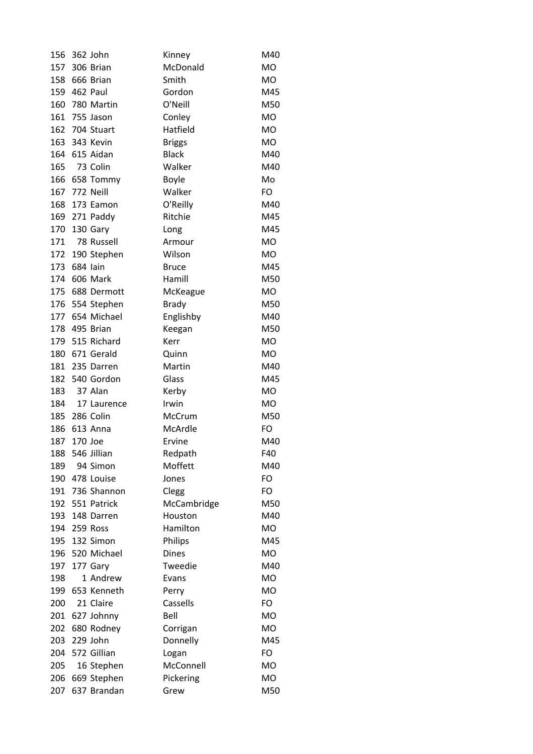| | | | | |
|---|---|---|---|---|
| 156 | 362 | John | Kinney | M40 |
| 157 | 306 | Brian | McDonald | MO |
| 158 | 666 | Brian | Smith | MO |
| 159 | 462 | Paul | Gordon | M45 |
| 160 | 780 | Martin | O'Neill | M50 |
| 161 | 755 | Jason | Conley | MO |
| 162 | 704 | Stuart | Hatfield | MO |
| 163 | 343 | Kevin | Briggs | MO |
| 164 | 615 | Aidan | Black | M40 |
| 165 | 73 | Colin | Walker | M40 |
| 166 | 658 | Tommy | Boyle | Mo |
| 167 | 772 | Neill | Walker | FO |
| 168 | 173 | Eamon | O'Reilly | M40 |
| 169 | 271 | Paddy | Ritchie | M45 |
| 170 | 130 | Gary | Long | M45 |
| 171 | 78 | Russell | Armour | MO |
| 172 | 190 | Stephen | Wilson | MO |
| 173 | 684 | Iain | Bruce | M45 |
| 174 | 606 | Mark | Hamill | M50 |
| 175 | 688 | Dermott | McKeague | MO |
| 176 | 554 | Stephen | Brady | M50 |
| 177 | 654 | Michael | Englishby | M40 |
| 178 | 495 | Brian | Keegan | M50 |
| 179 | 515 | Richard | Kerr | MO |
| 180 | 671 | Gerald | Quinn | MO |
| 181 | 235 | Darren | Martin | M40 |
| 182 | 540 | Gordon | Glass | M45 |
| 183 | 37 | Alan | Kerby | MO |
| 184 | 17 | Laurence | Irwin | MO |
| 185 | 286 | Colin | McCrum | M50 |
| 186 | 613 | Anna | McArdle | FO |
| 187 | 170 | Joe | Ervine | M40 |
| 188 | 546 | Jillian | Redpath | F40 |
| 189 | 94 | Simon | Moffett | M40 |
| 190 | 478 | Louise | Jones | FO |
| 191 | 736 | Shannon | Clegg | FO |
| 192 | 551 | Patrick | McCambridge | M50 |
| 193 | 148 | Darren | Houston | M40 |
| 194 | 259 | Ross | Hamilton | MO |
| 195 | 132 | Simon | Philips | M45 |
| 196 | 520 | Michael | Dines | MO |
| 197 | 177 | Gary | Tweedie | M40 |
| 198 | 1 | Andrew | Evans | MO |
| 199 | 653 | Kenneth | Perry | MO |
| 200 | 21 | Claire | Cassells | FO |
| 201 | 627 | Johnny | Bell | MO |
| 202 | 680 | Rodney | Corrigan | MO |
| 203 | 229 | John | Donnelly | M45 |
| 204 | 572 | Gillian | Logan | FO |
| 205 | 16 | Stephen | McConnell | MO |
| 206 | 669 | Stephen | Pickering | MO |
| 207 | 637 | Brandan | Grew | M50 |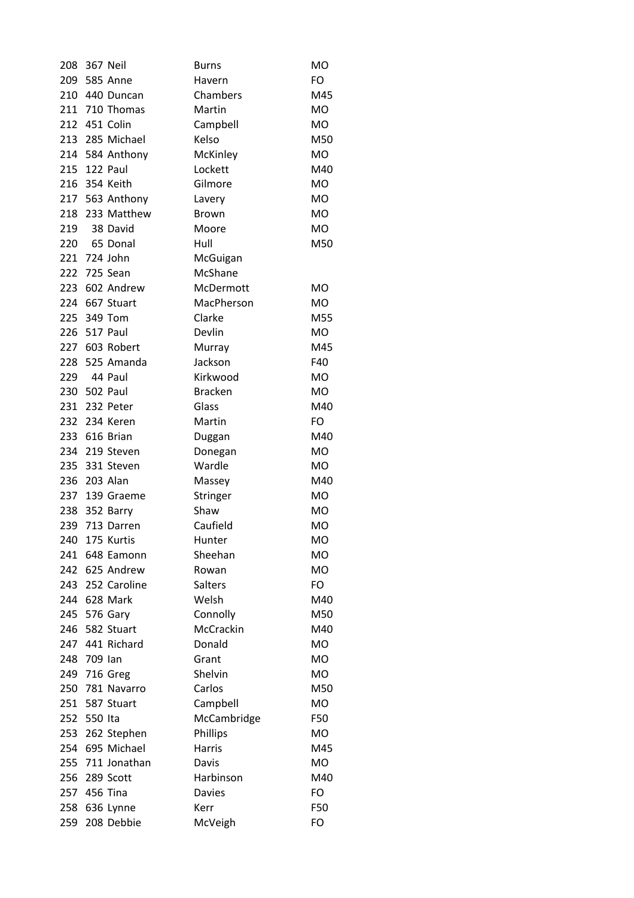| | | | | |
|---|---|---|---|---|
| 208 | 367 | Neil | Burns | MO |
| 209 | 585 | Anne | Havern | FO |
| 210 | 440 | Duncan | Chambers | M45 |
| 211 | 710 | Thomas | Martin | MO |
| 212 | 451 | Colin | Campbell | MO |
| 213 | 285 | Michael | Kelso | M50 |
| 214 | 584 | Anthony | McKinley | MO |
| 215 | 122 | Paul | Lockett | M40 |
| 216 | 354 | Keith | Gilmore | MO |
| 217 | 563 | Anthony | Lavery | MO |
| 218 | 233 | Matthew | Brown | MO |
| 219 | 38 | David | Moore | MO |
| 220 | 65 | Donal | Hull | M50 |
| 221 | 724 | John | McGuigan | |
| 222 | 725 | Sean | McShane | |
| 223 | 602 | Andrew | McDermott | MO |
| 224 | 667 | Stuart | MacPherson | MO |
| 225 | 349 | Tom | Clarke | M55 |
| 226 | 517 | Paul | Devlin | MO |
| 227 | 603 | Robert | Murray | M45 |
| 228 | 525 | Amanda | Jackson | F40 |
| 229 | 44 | Paul | Kirkwood | MO |
| 230 | 502 | Paul | Bracken | MO |
| 231 | 232 | Peter | Glass | M40 |
| 232 | 234 | Keren | Martin | FO |
| 233 | 616 | Brian | Duggan | M40 |
| 234 | 219 | Steven | Donegan | MO |
| 235 | 331 | Steven | Wardle | MO |
| 236 | 203 | Alan | Massey | M40 |
| 237 | 139 | Graeme | Stringer | MO |
| 238 | 352 | Barry | Shaw | MO |
| 239 | 713 | Darren | Caufield | MO |
| 240 | 175 | Kurtis | Hunter | MO |
| 241 | 648 | Eamonn | Sheehan | MO |
| 242 | 625 | Andrew | Rowan | MO |
| 243 | 252 | Caroline | Salters | FO |
| 244 | 628 | Mark | Welsh | M40 |
| 245 | 576 | Gary | Connolly | M50 |
| 246 | 582 | Stuart | McCrackin | M40 |
| 247 | 441 | Richard | Donald | MO |
| 248 | 709 | Ian | Grant | MO |
| 249 | 716 | Greg | Shelvin | MO |
| 250 | 781 | Navarro | Carlos | M50 |
| 251 | 587 | Stuart | Campbell | MO |
| 252 | 550 | Ita | McCambridge | F50 |
| 253 | 262 | Stephen | Phillips | MO |
| 254 | 695 | Michael | Harris | M45 |
| 255 | 711 | Jonathan | Davis | MO |
| 256 | 289 | Scott | Harbinson | M40 |
| 257 | 456 | Tina | Davies | FO |
| 258 | 636 | Lynne | Kerr | F50 |
| 259 | 208 | Debbie | McVeigh | FO |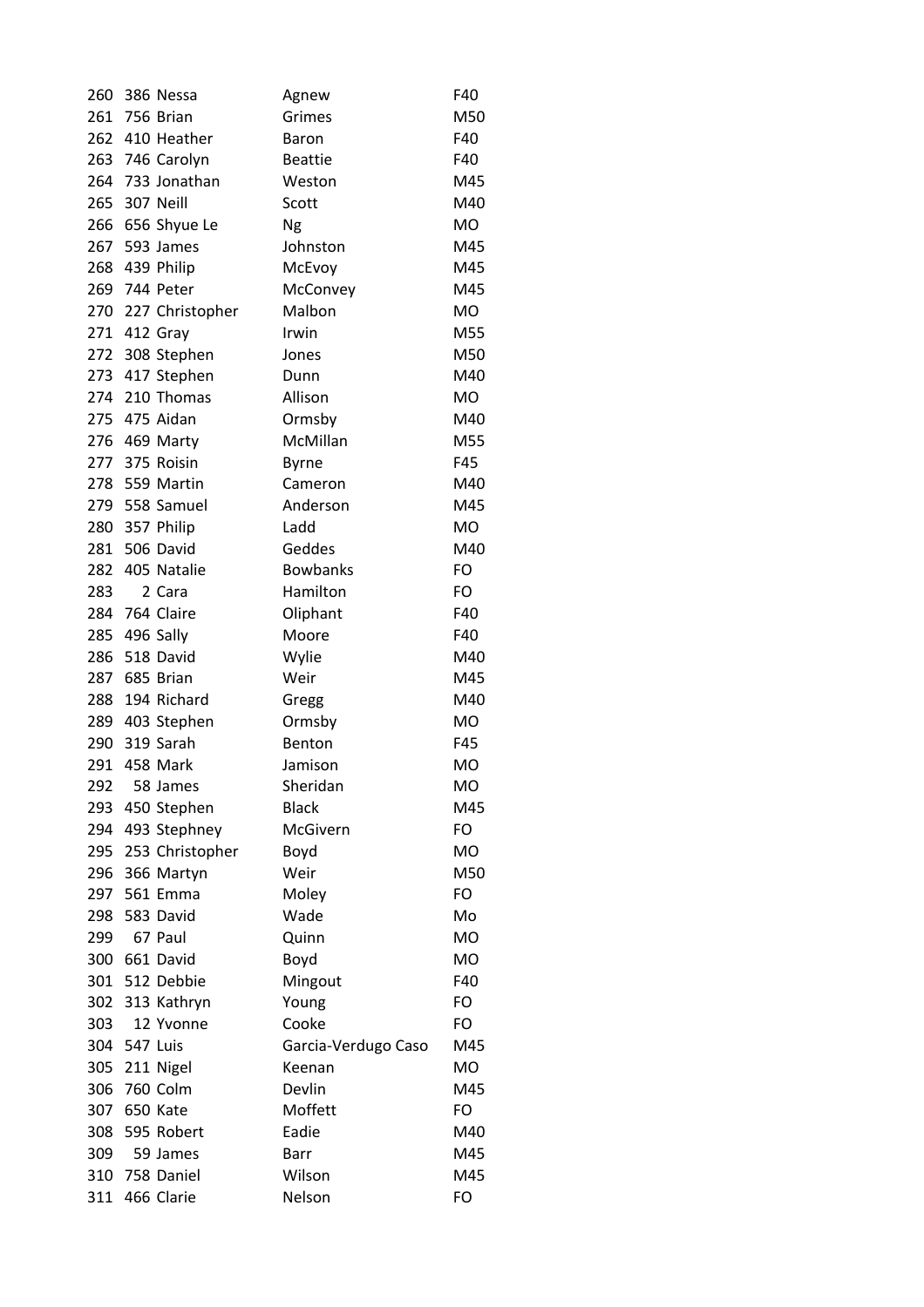| | | | | |
|---|---|---|---|---|
| 260 | 386 | Nessa | Agnew | F40 |
| 261 | 756 | Brian | Grimes | M50 |
| 262 | 410 | Heather | Baron | F40 |
| 263 | 746 | Carolyn | Beattie | F40 |
| 264 | 733 | Jonathan | Weston | M45 |
| 265 | 307 | Neill | Scott | M40 |
| 266 | 656 | Shyue Le | Ng | MO |
| 267 | 593 | James | Johnston | M45 |
| 268 | 439 | Philip | McEvoy | M45 |
| 269 | 744 | Peter | McConvey | M45 |
| 270 | 227 | Christopher | Malbon | MO |
| 271 | 412 | Gray | Irwin | M55 |
| 272 | 308 | Stephen | Jones | M50 |
| 273 | 417 | Stephen | Dunn | M40 |
| 274 | 210 | Thomas | Allison | MO |
| 275 | 475 | Aidan | Ormsby | M40 |
| 276 | 469 | Marty | McMillan | M55 |
| 277 | 375 | Roisin | Byrne | F45 |
| 278 | 559 | Martin | Cameron | M40 |
| 279 | 558 | Samuel | Anderson | M45 |
| 280 | 357 | Philip | Ladd | MO |
| 281 | 506 | David | Geddes | M40 |
| 282 | 405 | Natalie | Bowbanks | FO |
| 283 | 2 | Cara | Hamilton | FO |
| 284 | 764 | Claire | Oliphant | F40 |
| 285 | 496 | Sally | Moore | F40 |
| 286 | 518 | David | Wylie | M40 |
| 287 | 685 | Brian | Weir | M45 |
| 288 | 194 | Richard | Gregg | M40 |
| 289 | 403 | Stephen | Ormsby | MO |
| 290 | 319 | Sarah | Benton | F45 |
| 291 | 458 | Mark | Jamison | MO |
| 292 | 58 | James | Sheridan | MO |
| 293 | 450 | Stephen | Black | M45 |
| 294 | 493 | Stephney | McGivern | FO |
| 295 | 253 | Christopher | Boyd | MO |
| 296 | 366 | Martyn | Weir | M50 |
| 297 | 561 | Emma | Moley | FO |
| 298 | 583 | David | Wade | Mo |
| 299 | 67 | Paul | Quinn | MO |
| 300 | 661 | David | Boyd | MO |
| 301 | 512 | Debbie | Mingout | F40 |
| 302 | 313 | Kathryn | Young | FO |
| 303 | 12 | Yvonne | Cooke | FO |
| 304 | 547 | Luis | Garcia-Verdugo Caso | M45 |
| 305 | 211 | Nigel | Keenan | MO |
| 306 | 760 | Colm | Devlin | M45 |
| 307 | 650 | Kate | Moffett | FO |
| 308 | 595 | Robert | Eadie | M40 |
| 309 | 59 | James | Barr | M45 |
| 310 | 758 | Daniel | Wilson | M45 |
| 311 | 466 | Clarie | Nelson | FO |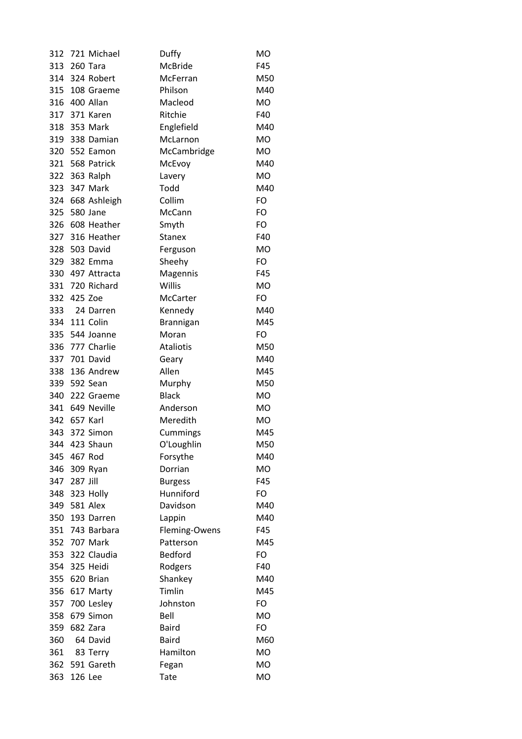| | | | | |
|---|---|---|---|---|
| 312 | 721 | Michael | Duffy | MO |
| 313 | 260 | Tara | McBride | F45 |
| 314 | 324 | Robert | McFerran | M50 |
| 315 | 108 | Graeme | Philson | M40 |
| 316 | 400 | Allan | Macleod | MO |
| 317 | 371 | Karen | Ritchie | F40 |
| 318 | 353 | Mark | Englefield | M40 |
| 319 | 338 | Damian | McLarnon | MO |
| 320 | 552 | Eamon | McCambridge | MO |
| 321 | 568 | Patrick | McEvoy | M40 |
| 322 | 363 | Ralph | Lavery | MO |
| 323 | 347 | Mark | Todd | M40 |
| 324 | 668 | Ashleigh | Collim | FO |
| 325 | 580 | Jane | McCann | FO |
| 326 | 608 | Heather | Smyth | FO |
| 327 | 316 | Heather | Stanex | F40 |
| 328 | 503 | David | Ferguson | MO |
| 329 | 382 | Emma | Sheehy | FO |
| 330 | 497 | Attracta | Magennis | F45 |
| 331 | 720 | Richard | Willis | MO |
| 332 | 425 | Zoe | McCarter | FO |
| 333 | 24 | Darren | Kennedy | M40 |
| 334 | 111 | Colin | Brannigan | M45 |
| 335 | 544 | Joanne | Moran | FO |
| 336 | 777 | Charlie | Ataliotis | M50 |
| 337 | 701 | David | Geary | M40 |
| 338 | 136 | Andrew | Allen | M45 |
| 339 | 592 | Sean | Murphy | M50 |
| 340 | 222 | Graeme | Black | MO |
| 341 | 649 | Neville | Anderson | MO |
| 342 | 657 | Karl | Meredith | MO |
| 343 | 372 | Simon | Cummings | M45 |
| 344 | 423 | Shaun | O'Loughlin | M50 |
| 345 | 467 | Rod | Forsythe | M40 |
| 346 | 309 | Ryan | Dorrian | MO |
| 347 | 287 | Jill | Burgess | F45 |
| 348 | 323 | Holly | Hunniford | FO |
| 349 | 581 | Alex | Davidson | M40 |
| 350 | 193 | Darren | Lappin | M40 |
| 351 | 743 | Barbara | Fleming-Owens | F45 |
| 352 | 707 | Mark | Patterson | M45 |
| 353 | 322 | Claudia | Bedford | FO |
| 354 | 325 | Heidi | Rodgers | F40 |
| 355 | 620 | Brian | Shankey | M40 |
| 356 | 617 | Marty | Timlin | M45 |
| 357 | 700 | Lesley | Johnston | FO |
| 358 | 679 | Simon | Bell | MO |
| 359 | 682 | Zara | Baird | FO |
| 360 | 64 | David | Baird | M60 |
| 361 | 83 | Terry | Hamilton | MO |
| 362 | 591 | Gareth | Fegan | MO |
| 363 | 126 | Lee | Tate | MO |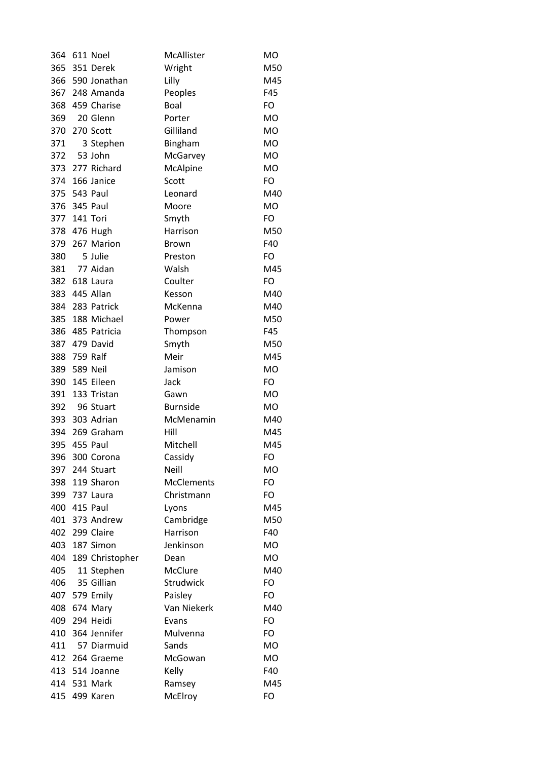| | | | | |
|---|---|---|---|---|
| 364 | 611 | Noel | McAllister | MO |
| 365 | 351 | Derek | Wright | M50 |
| 366 | 590 | Jonathan | Lilly | M45 |
| 367 | 248 | Amanda | Peoples | F45 |
| 368 | 459 | Charise | Boal | FO |
| 369 | 20 | Glenn | Porter | MO |
| 370 | 270 | Scott | Gilliland | MO |
| 371 | 3 | Stephen | Bingham | MO |
| 372 | 53 | John | McGarvey | MO |
| 373 | 277 | Richard | McAlpine | MO |
| 374 | 166 | Janice | Scott | FO |
| 375 | 543 | Paul | Leonard | M40 |
| 376 | 345 | Paul | Moore | MO |
| 377 | 141 | Tori | Smyth | FO |
| 378 | 476 | Hugh | Harrison | M50 |
| 379 | 267 | Marion | Brown | F40 |
| 380 | 5 | Julie | Preston | FO |
| 381 | 77 | Aidan | Walsh | M45 |
| 382 | 618 | Laura | Coulter | FO |
| 383 | 445 | Allan | Kesson | M40 |
| 384 | 283 | Patrick | McKenna | M40 |
| 385 | 188 | Michael | Power | M50 |
| 386 | 485 | Patricia | Thompson | F45 |
| 387 | 479 | David | Smyth | M50 |
| 388 | 759 | Ralf | Meir | M45 |
| 389 | 589 | Neil | Jamison | MO |
| 390 | 145 | Eileen | Jack | FO |
| 391 | 133 | Tristan | Gawn | MO |
| 392 | 96 | Stuart | Burnside | MO |
| 393 | 303 | Adrian | McMenamin | M40 |
| 394 | 269 | Graham | Hill | M45 |
| 395 | 455 | Paul | Mitchell | M45 |
| 396 | 300 | Corona | Cassidy | FO |
| 397 | 244 | Stuart | Neill | MO |
| 398 | 119 | Sharon | McClements | FO |
| 399 | 737 | Laura | Christmann | FO |
| 400 | 415 | Paul | Lyons | M45 |
| 401 | 373 | Andrew | Cambridge | M50 |
| 402 | 299 | Claire | Harrison | F40 |
| 403 | 187 | Simon | Jenkinson | MO |
| 404 | 189 | Christopher | Dean | MO |
| 405 | 11 | Stephen | McClure | M40 |
| 406 | 35 | Gillian | Strudwick | FO |
| 407 | 579 | Emily | Paisley | FO |
| 408 | 674 | Mary | Van Niekerk | M40 |
| 409 | 294 | Heidi | Evans | FO |
| 410 | 364 | Jennifer | Mulvenna | FO |
| 411 | 57 | Diarmuid | Sands | MO |
| 412 | 264 | Graeme | McGowan | MO |
| 413 | 514 | Joanne | Kelly | F40 |
| 414 | 531 | Mark | Ramsey | M45 |
| 415 | 499 | Karen | McElroy | FO |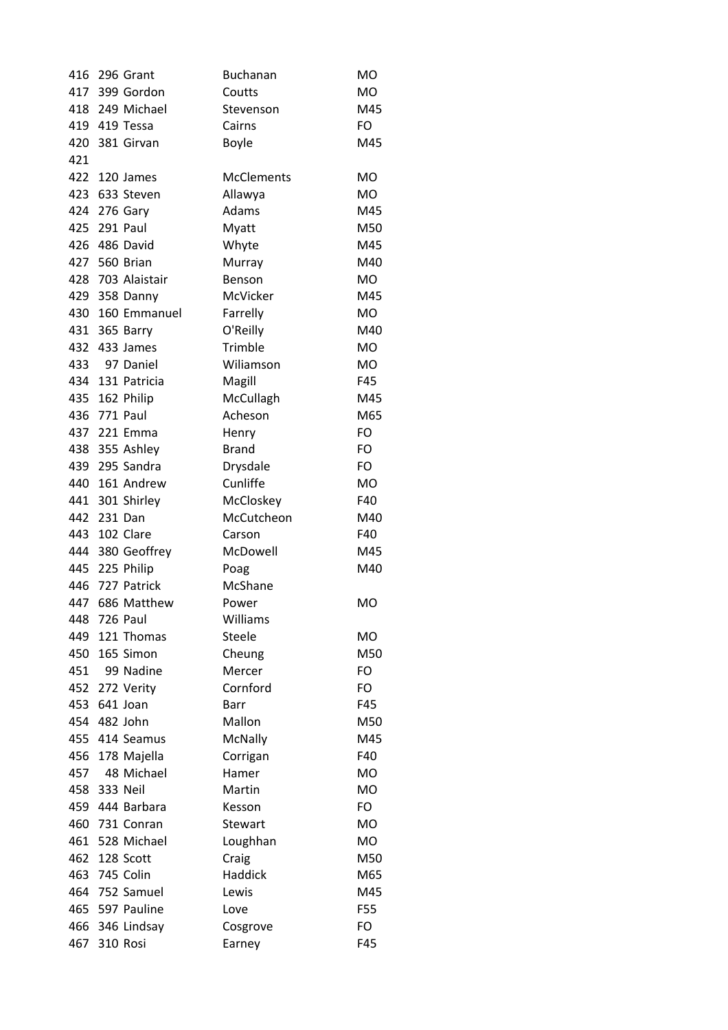| | | | | |
|---|---|---|---|---|
| 416 | 296 | Grant | Buchanan | MO |
| 417 | 399 | Gordon | Coutts | MO |
| 418 | 249 | Michael | Stevenson | M45 |
| 419 | 419 | Tessa | Cairns | FO |
| 420 | 381 | Girvan | Boyle | M45 |
| 421 | | | | |
| 422 | 120 | James | McClements | MO |
| 423 | 633 | Steven | Allawya | MO |
| 424 | 276 | Gary | Adams | M45 |
| 425 | 291 | Paul | Myatt | M50 |
| 426 | 486 | David | Whyte | M45 |
| 427 | 560 | Brian | Murray | M40 |
| 428 | 703 | Alaistair | Benson | MO |
| 429 | 358 | Danny | McVicker | M45 |
| 430 | 160 | Emmanuel | Farrelly | MO |
| 431 | 365 | Barry | O'Reilly | M40 |
| 432 | 433 | James | Trimble | MO |
| 433 | 97 | Daniel | Wiliamson | MO |
| 434 | 131 | Patricia | Magill | F45 |
| 435 | 162 | Philip | McCullagh | M45 |
| 436 | 771 | Paul | Acheson | M65 |
| 437 | 221 | Emma | Henry | FO |
| 438 | 355 | Ashley | Brand | FO |
| 439 | 295 | Sandra | Drysdale | FO |
| 440 | 161 | Andrew | Cunliffe | MO |
| 441 | 301 | Shirley | McCloskey | F40 |
| 442 | 231 | Dan | McCutcheon | M40 |
| 443 | 102 | Clare | Carson | F40 |
| 444 | 380 | Geoffrey | McDowell | M45 |
| 445 | 225 | Philip | Poag | M40 |
| 446 | 727 | Patrick | McShane | |
| 447 | 686 | Matthew | Power | MO |
| 448 | 726 | Paul | Williams | |
| 449 | 121 | Thomas | Steele | MO |
| 450 | 165 | Simon | Cheung | M50 |
| 451 | 99 | Nadine | Mercer | FO |
| 452 | 272 | Verity | Cornford | FO |
| 453 | 641 | Joan | Barr | F45 |
| 454 | 482 | John | Mallon | M50 |
| 455 | 414 | Seamus | McNally | M45 |
| 456 | 178 | Majella | Corrigan | F40 |
| 457 | 48 | Michael | Hamer | MO |
| 458 | 333 | Neil | Martin | MO |
| 459 | 444 | Barbara | Kesson | FO |
| 460 | 731 | Conran | Stewart | MO |
| 461 | 528 | Michael | Loughhan | MO |
| 462 | 128 | Scott | Craig | M50 |
| 463 | 745 | Colin | Haddick | M65 |
| 464 | 752 | Samuel | Lewis | M45 |
| 465 | 597 | Pauline | Love | F55 |
| 466 | 346 | Lindsay | Cosgrove | FO |
| 467 | 310 | Rosi | Earney | F45 |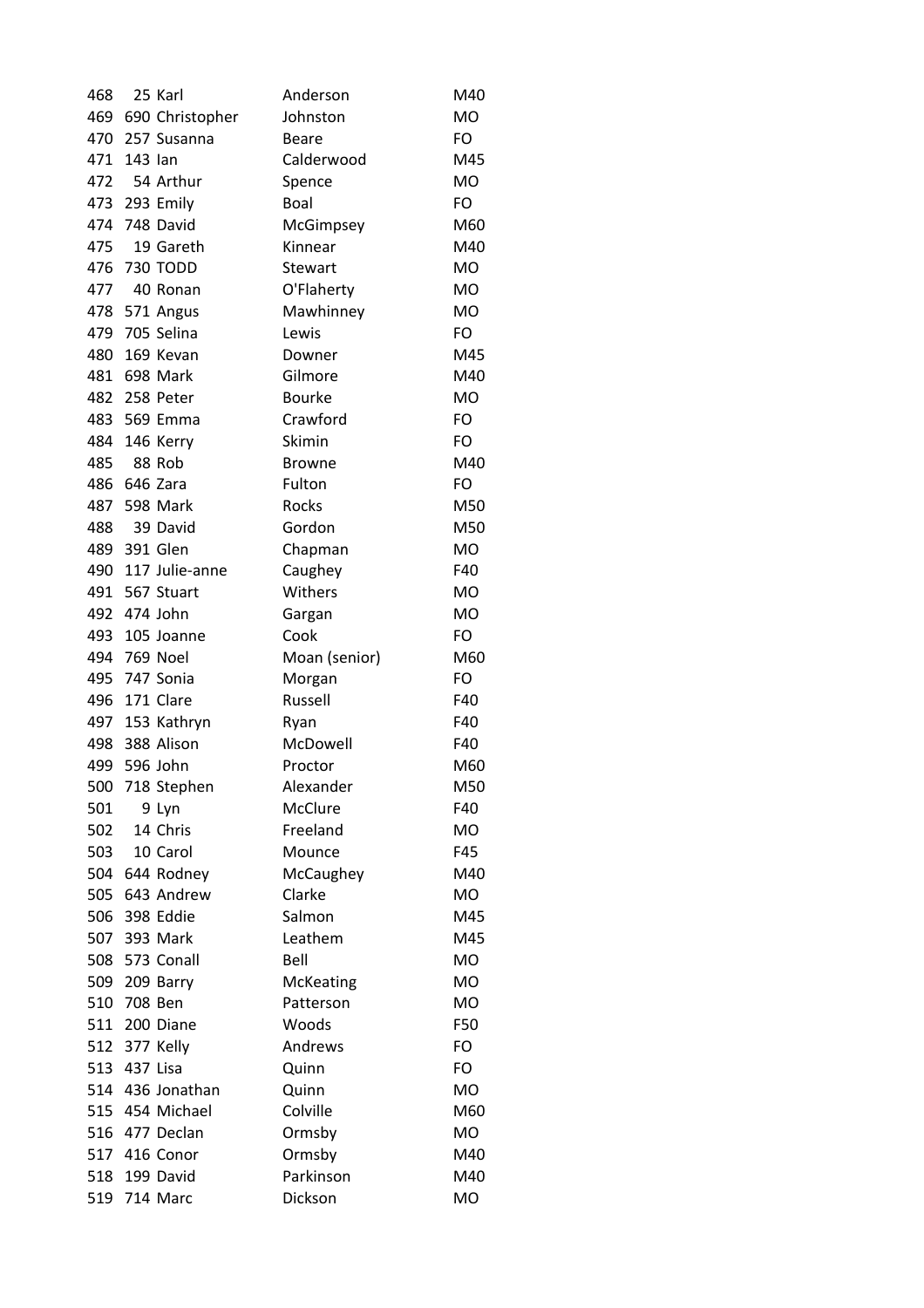| | | | | |
|---|---|---|---|---|
| 468 | 25 | Karl | Anderson | M40 |
| 469 | 690 | Christopher | Johnston | MO |
| 470 | 257 | Susanna | Beare | FO |
| 471 | 143 | Ian | Calderwood | M45 |
| 472 | 54 | Arthur | Spence | MO |
| 473 | 293 | Emily | Boal | FO |
| 474 | 748 | David | McGimpsey | M60 |
| 475 | 19 | Gareth | Kinnear | M40 |
| 476 | 730 | TODD | Stewart | MO |
| 477 | 40 | Ronan | O'Flaherty | MO |
| 478 | 571 | Angus | Mawhinney | MO |
| 479 | 705 | Selina | Lewis | FO |
| 480 | 169 | Kevan | Downer | M45 |
| 481 | 698 | Mark | Gilmore | M40 |
| 482 | 258 | Peter | Bourke | MO |
| 483 | 569 | Emma | Crawford | FO |
| 484 | 146 | Kerry | Skimin | FO |
| 485 | 88 | Rob | Browne | M40 |
| 486 | 646 | Zara | Fulton | FO |
| 487 | 598 | Mark | Rocks | M50 |
| 488 | 39 | David | Gordon | M50 |
| 489 | 391 | Glen | Chapman | MO |
| 490 | 117 | Julie-anne | Caughey | F40 |
| 491 | 567 | Stuart | Withers | MO |
| 492 | 474 | John | Gargan | MO |
| 493 | 105 | Joanne | Cook | FO |
| 494 | 769 | Noel | Moan (senior) | M60 |
| 495 | 747 | Sonia | Morgan | FO |
| 496 | 171 | Clare | Russell | F40 |
| 497 | 153 | Kathryn | Ryan | F40 |
| 498 | 388 | Alison | McDowell | F40 |
| 499 | 596 | John | Proctor | M60 |
| 500 | 718 | Stephen | Alexander | M50 |
| 501 | 9 | Lyn | McClure | F40 |
| 502 | 14 | Chris | Freeland | MO |
| 503 | 10 | Carol | Mounce | F45 |
| 504 | 644 | Rodney | McCaughey | M40 |
| 505 | 643 | Andrew | Clarke | MO |
| 506 | 398 | Eddie | Salmon | M45 |
| 507 | 393 | Mark | Leathem | M45 |
| 508 | 573 | Conall | Bell | MO |
| 509 | 209 | Barry | McKeating | MO |
| 510 | 708 | Ben | Patterson | MO |
| 511 | 200 | Diane | Woods | F50 |
| 512 | 377 | Kelly | Andrews | FO |
| 513 | 437 | Lisa | Quinn | FO |
| 514 | 436 | Jonathan | Quinn | MO |
| 515 | 454 | Michael | Colville | M60 |
| 516 | 477 | Declan | Ormsby | MO |
| 517 | 416 | Conor | Ormsby | M40 |
| 518 | 199 | David | Parkinson | M40 |
| 519 | 714 | Marc | Dickson | MO |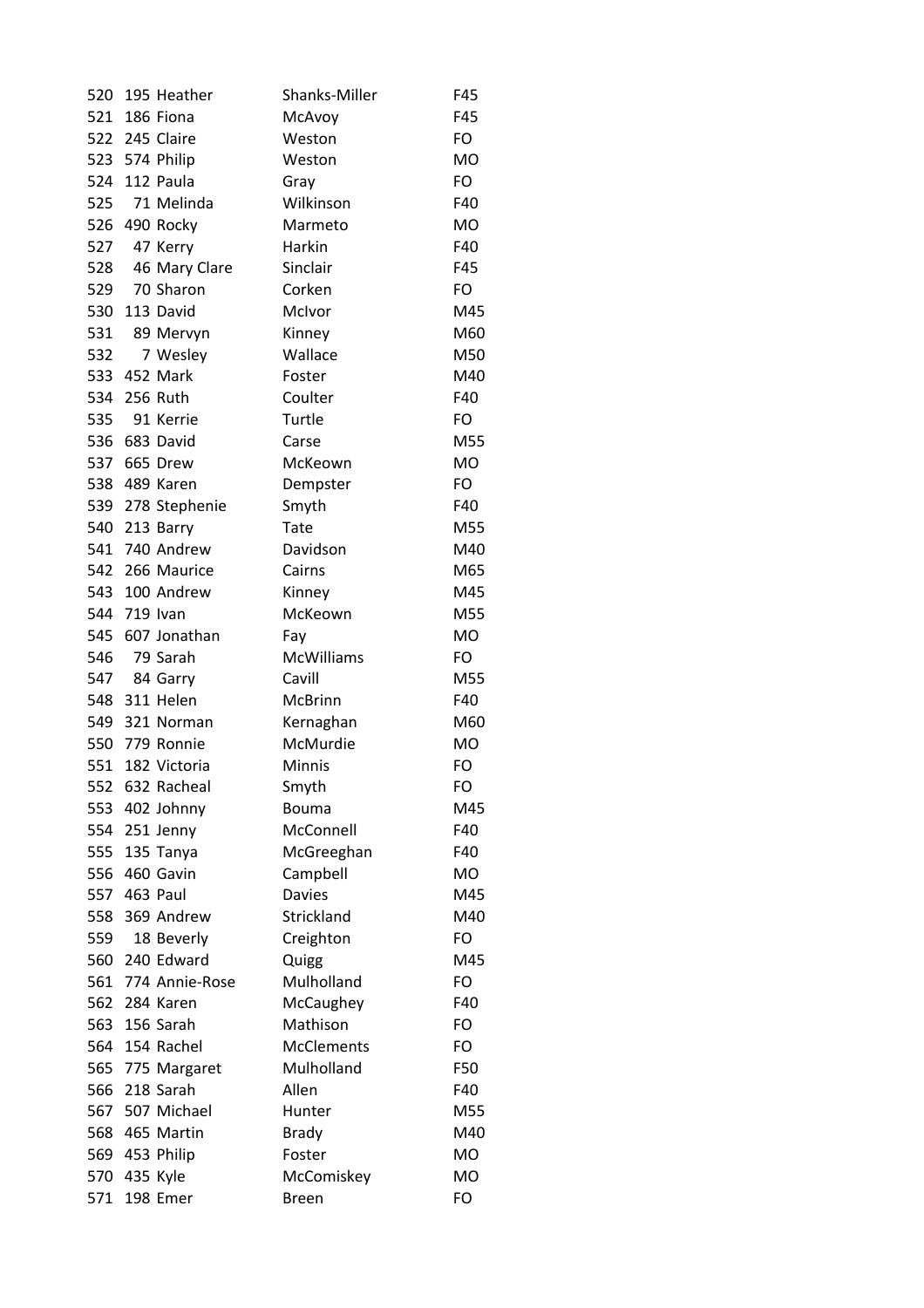| | | | | |
|---|---|---|---|---|
| 520 | 195 | Heather | Shanks-Miller | F45 |
| 521 | 186 | Fiona | McAvoy | F45 |
| 522 | 245 | Claire | Weston | FO |
| 523 | 574 | Philip | Weston | MO |
| 524 | 112 | Paula | Gray | FO |
| 525 | 71 | Melinda | Wilkinson | F40 |
| 526 | 490 | Rocky | Marmeto | MO |
| 527 | 47 | Kerry | Harkin | F40 |
| 528 | 46 | Mary Clare | Sinclair | F45 |
| 529 | 70 | Sharon | Corken | FO |
| 530 | 113 | David | McIvor | M45 |
| 531 | 89 | Mervyn | Kinney | M60 |
| 532 | 7 | Wesley | Wallace | M50 |
| 533 | 452 | Mark | Foster | M40 |
| 534 | 256 | Ruth | Coulter | F40 |
| 535 | 91 | Kerrie | Turtle | FO |
| 536 | 683 | David | Carse | M55 |
| 537 | 665 | Drew | McKeown | MO |
| 538 | 489 | Karen | Dempster | FO |
| 539 | 278 | Stephenie | Smyth | F40 |
| 540 | 213 | Barry | Tate | M55 |
| 541 | 740 | Andrew | Davidson | M40 |
| 542 | 266 | Maurice | Cairns | M65 |
| 543 | 100 | Andrew | Kinney | M45 |
| 544 | 719 | Ivan | McKeown | M55 |
| 545 | 607 | Jonathan | Fay | MO |
| 546 | 79 | Sarah | McWilliams | FO |
| 547 | 84 | Garry | Cavill | M55 |
| 548 | 311 | Helen | McBrinn | F40 |
| 549 | 321 | Norman | Kernaghan | M60 |
| 550 | 779 | Ronnie | McMurdie | MO |
| 551 | 182 | Victoria | Minnis | FO |
| 552 | 632 | Racheal | Smyth | FO |
| 553 | 402 | Johnny | Bouma | M45 |
| 554 | 251 | Jenny | McConnell | F40 |
| 555 | 135 | Tanya | McGreeghan | F40 |
| 556 | 460 | Gavin | Campbell | MO |
| 557 | 463 | Paul | Davies | M45 |
| 558 | 369 | Andrew | Strickland | M40 |
| 559 | 18 | Beverly | Creighton | FO |
| 560 | 240 | Edward | Quigg | M45 |
| 561 | 774 | Annie-Rose | Mulholland | FO |
| 562 | 284 | Karen | McCaughey | F40 |
| 563 | 156 | Sarah | Mathison | FO |
| 564 | 154 | Rachel | McClements | FO |
| 565 | 775 | Margaret | Mulholland | F50 |
| 566 | 218 | Sarah | Allen | F40 |
| 567 | 507 | Michael | Hunter | M55 |
| 568 | 465 | Martin | Brady | M40 |
| 569 | 453 | Philip | Foster | MO |
| 570 | 435 | Kyle | McComiskey | MO |
| 571 | 198 | Emer | Breen | FO |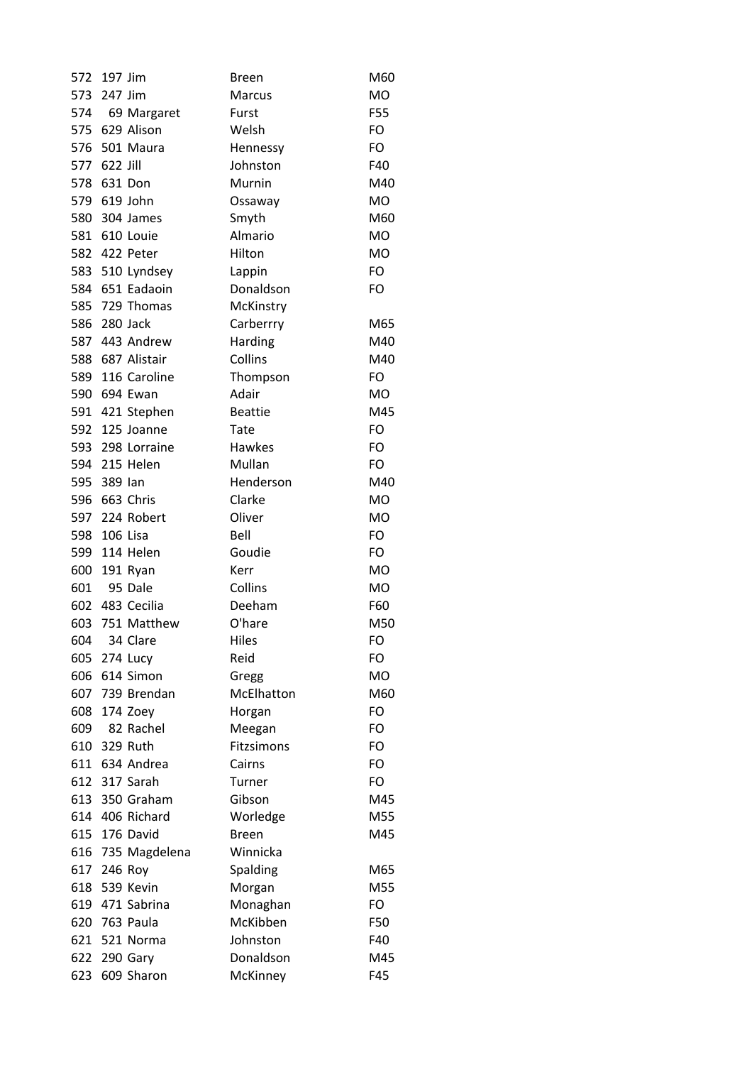| | | | | |
|---|---|---|---|---|
| 572 | 197 | Jim | Breen | M60 |
| 573 | 247 | Jim | Marcus | MO |
| 574 | 69 | Margaret | Furst | F55 |
| 575 | 629 | Alison | Welsh | FO |
| 576 | 501 | Maura | Hennessy | FO |
| 577 | 622 | Jill | Johnston | F40 |
| 578 | 631 | Don | Murnin | M40 |
| 579 | 619 | John | Ossaway | MO |
| 580 | 304 | James | Smyth | M60 |
| 581 | 610 | Louie | Almario | MO |
| 582 | 422 | Peter | Hilton | MO |
| 583 | 510 | Lyndsey | Lappin | FO |
| 584 | 651 | Eadaoin | Donaldson | FO |
| 585 | 729 | Thomas | McKinstry | |
| 586 | 280 | Jack | Carberrry | M65 |
| 587 | 443 | Andrew | Harding | M40 |
| 588 | 687 | Alistair | Collins | M40 |
| 589 | 116 | Caroline | Thompson | FO |
| 590 | 694 | Ewan | Adair | MO |
| 591 | 421 | Stephen | Beattie | M45 |
| 592 | 125 | Joanne | Tate | FO |
| 593 | 298 | Lorraine | Hawkes | FO |
| 594 | 215 | Helen | Mullan | FO |
| 595 | 389 | Ian | Henderson | M40 |
| 596 | 663 | Chris | Clarke | MO |
| 597 | 224 | Robert | Oliver | MO |
| 598 | 106 | Lisa | Bell | FO |
| 599 | 114 | Helen | Goudie | FO |
| 600 | 191 | Ryan | Kerr | MO |
| 601 | 95 | Dale | Collins | MO |
| 602 | 483 | Cecilia | Deeham | F60 |
| 603 | 751 | Matthew | O'hare | M50 |
| 604 | 34 | Clare | Hiles | FO |
| 605 | 274 | Lucy | Reid | FO |
| 606 | 614 | Simon | Gregg | MO |
| 607 | 739 | Brendan | McElhatton | M60 |
| 608 | 174 | Zoey | Horgan | FO |
| 609 | 82 | Rachel | Meegan | FO |
| 610 | 329 | Ruth | Fitzsimons | FO |
| 611 | 634 | Andrea | Cairns | FO |
| 612 | 317 | Sarah | Turner | FO |
| 613 | 350 | Graham | Gibson | M45 |
| 614 | 406 | Richard | Worledge | M55 |
| 615 | 176 | David | Breen | M45 |
| 616 | 735 | Magdelena | Winnicka | |
| 617 | 246 | Roy | Spalding | M65 |
| 618 | 539 | Kevin | Morgan | M55 |
| 619 | 471 | Sabrina | Monaghan | FO |
| 620 | 763 | Paula | McKibben | F50 |
| 621 | 521 | Norma | Johnston | F40 |
| 622 | 290 | Gary | Donaldson | M45 |
| 623 | 609 | Sharon | McKinney | F45 |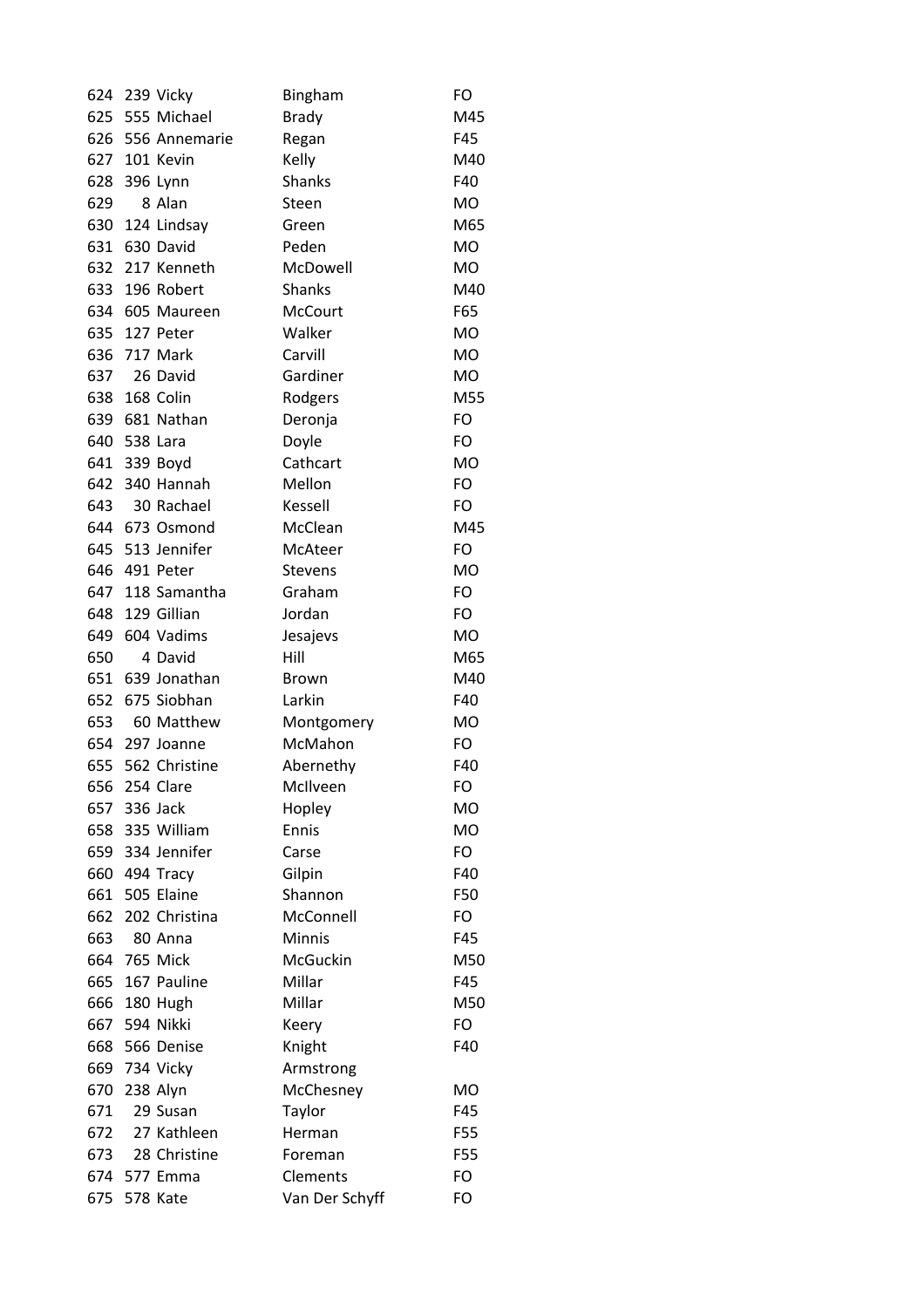| | | | | |
|---|---|---|---|---|
| 624 | 239 | Vicky | Bingham | FO |
| 625 | 555 | Michael | Brady | M45 |
| 626 | 556 | Annemarie | Regan | F45 |
| 627 | 101 | Kevin | Kelly | M40 |
| 628 | 396 | Lynn | Shanks | F40 |
| 629 | 8 | Alan | Steen | MO |
| 630 | 124 | Lindsay | Green | M65 |
| 631 | 630 | David | Peden | MO |
| 632 | 217 | Kenneth | McDowell | MO |
| 633 | 196 | Robert | Shanks | M40 |
| 634 | 605 | Maureen | McCourt | F65 |
| 635 | 127 | Peter | Walker | MO |
| 636 | 717 | Mark | Carvill | MO |
| 637 | 26 | David | Gardiner | MO |
| 638 | 168 | Colin | Rodgers | M55 |
| 639 | 681 | Nathan | Deronja | FO |
| 640 | 538 | Lara | Doyle | FO |
| 641 | 339 | Boyd | Cathcart | MO |
| 642 | 340 | Hannah | Mellon | FO |
| 643 | 30 | Rachael | Kessell | FO |
| 644 | 673 | Osmond | McClean | M45 |
| 645 | 513 | Jennifer | McAteer | FO |
| 646 | 491 | Peter | Stevens | MO |
| 647 | 118 | Samantha | Graham | FO |
| 648 | 129 | Gillian | Jordan | FO |
| 649 | 604 | Vadims | Jesajevs | MO |
| 650 | 4 | David | Hill | M65 |
| 651 | 639 | Jonathan | Brown | M40 |
| 652 | 675 | Siobhan | Larkin | F40 |
| 653 | 60 | Matthew | Montgomery | MO |
| 654 | 297 | Joanne | McMahon | FO |
| 655 | 562 | Christine | Abernethy | F40 |
| 656 | 254 | Clare | McIlveen | FO |
| 657 | 336 | Jack | Hopley | MO |
| 658 | 335 | William | Ennis | MO |
| 659 | 334 | Jennifer | Carse | FO |
| 660 | 494 | Tracy | Gilpin | F40 |
| 661 | 505 | Elaine | Shannon | F50 |
| 662 | 202 | Christina | McConnell | FO |
| 663 | 80 | Anna | Minnis | F45 |
| 664 | 765 | Mick | McGuckin | M50 |
| 665 | 167 | Pauline | Millar | F45 |
| 666 | 180 | Hugh | Millar | M50 |
| 667 | 594 | Nikki | Keery | FO |
| 668 | 566 | Denise | Knight | F40 |
| 669 | 734 | Vicky | Armstrong | |
| 670 | 238 | Alyn | McChesney | MO |
| 671 | 29 | Susan | Taylor | F45 |
| 672 | 27 | Kathleen | Herman | F55 |
| 673 | 28 | Christine | Foreman | F55 |
| 674 | 577 | Emma | Clements | FO |
| 675 | 578 | Kate | Van Der Schyff | FO |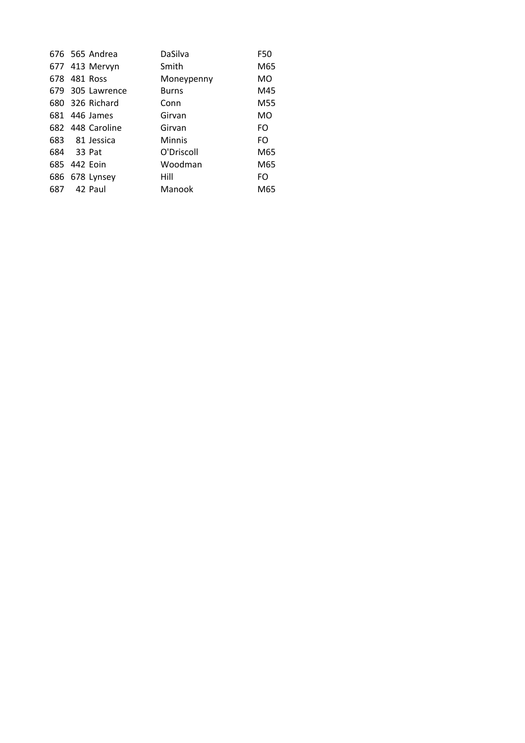| | | | | |
|---|---|---|---|---|
| 676 | 565 | Andrea | DaSilva | F50 |
| 677 | 413 | Mervyn | Smith | M65 |
| 678 | 481 | Ross | Moneypenny | MO |
| 679 | 305 | Lawrence | Burns | M45 |
| 680 | 326 | Richard | Conn | M55 |
| 681 | 446 | James | Girvan | MO |
| 682 | 448 | Caroline | Girvan | FO |
| 683 | 81 | Jessica | Minnis | FO |
| 684 | 33 | Pat | O'Driscoll | M65 |
| 685 | 442 | Eoin | Woodman | M65 |
| 686 | 678 | Lynsey | Hill | FO |
| 687 | 42 | Paul | Manook | M65 |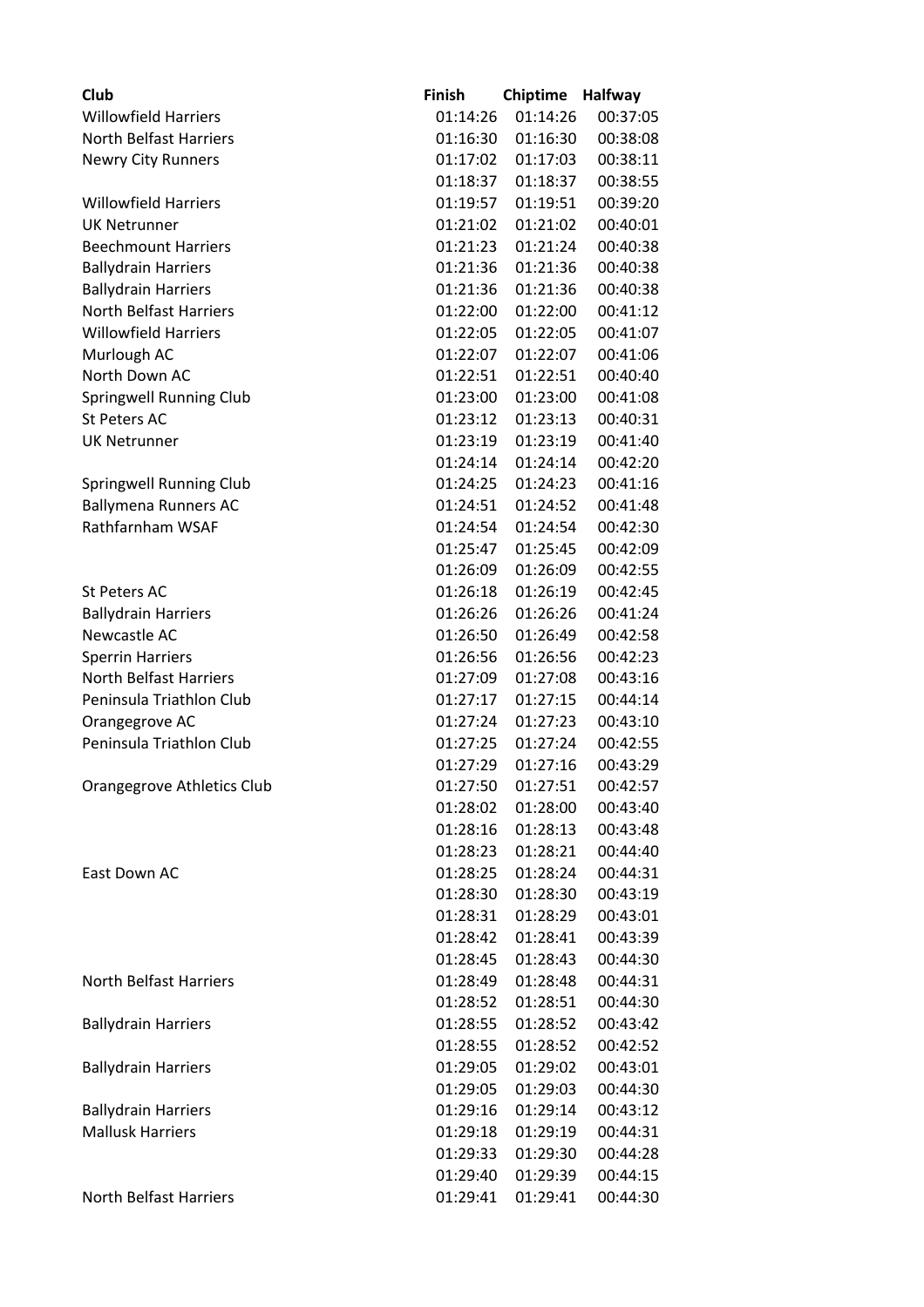| Club | Finish | Chiptime | Halfway |
| --- | --- | --- | --- |
| Willowfield Harriers | 01:14:26 | 01:14:26 | 00:37:05 |
| North Belfast Harriers | 01:16:30 | 01:16:30 | 00:38:08 |
| Newry City Runners | 01:17:02 | 01:17:03 | 00:38:11 |
| | 01:18:37 | 01:18:37 | 00:38:55 |
| Willowfield Harriers | 01:19:57 | 01:19:51 | 00:39:20 |
| UK Netrunner | 01:21:02 | 01:21:02 | 00:40:01 |
| Beechmount Harriers | 01:21:23 | 01:21:24 | 00:40:38 |
| Ballydrain Harriers | 01:21:36 | 01:21:36 | 00:40:38 |
| Ballydrain Harriers | 01:21:36 | 01:21:36 | 00:40:38 |
| North Belfast Harriers | 01:22:00 | 01:22:00 | 00:41:12 |
| Willowfield Harriers | 01:22:05 | 01:22:05 | 00:41:07 |
| Murlough AC | 01:22:07 | 01:22:07 | 00:41:06 |
| North Down AC | 01:22:51 | 01:22:51 | 00:40:40 |
| Springwell Running Club | 01:23:00 | 01:23:00 | 00:41:08 |
| St Peters AC | 01:23:12 | 01:23:13 | 00:40:31 |
| UK Netrunner | 01:23:19 | 01:23:19 | 00:41:40 |
| | 01:24:14 | 01:24:14 | 00:42:20 |
| Springwell Running Club | 01:24:25 | 01:24:23 | 00:41:16 |
| Ballymena Runners AC | 01:24:51 | 01:24:52 | 00:41:48 |
| Rathfarnham WSAF | 01:24:54 | 01:24:54 | 00:42:30 |
| | 01:25:47 | 01:25:45 | 00:42:09 |
| | 01:26:09 | 01:26:09 | 00:42:55 |
| St Peters AC | 01:26:18 | 01:26:19 | 00:42:45 |
| Ballydrain Harriers | 01:26:26 | 01:26:26 | 00:41:24 |
| Newcastle AC | 01:26:50 | 01:26:49 | 00:42:58 |
| Sperrin Harriers | 01:26:56 | 01:26:56 | 00:42:23 |
| North Belfast Harriers | 01:27:09 | 01:27:08 | 00:43:16 |
| Peninsula Triathlon Club | 01:27:17 | 01:27:15 | 00:44:14 |
| Orangegrove AC | 01:27:24 | 01:27:23 | 00:43:10 |
| Peninsula Triathlon Club | 01:27:25 | 01:27:24 | 00:42:55 |
| | 01:27:29 | 01:27:16 | 00:43:29 |
| Orangegrove Athletics Club | 01:27:50 | 01:27:51 | 00:42:57 |
| | 01:28:02 | 01:28:00 | 00:43:40 |
| | 01:28:16 | 01:28:13 | 00:43:48 |
| | 01:28:23 | 01:28:21 | 00:44:40 |
| East Down AC | 01:28:25 | 01:28:24 | 00:44:31 |
| | 01:28:30 | 01:28:30 | 00:43:19 |
| | 01:28:31 | 01:28:29 | 00:43:01 |
| | 01:28:42 | 01:28:41 | 00:43:39 |
| | 01:28:45 | 01:28:43 | 00:44:30 |
| North Belfast Harriers | 01:28:49 | 01:28:48 | 00:44:31 |
| | 01:28:52 | 01:28:51 | 00:44:30 |
| Ballydrain Harriers | 01:28:55 | 01:28:52 | 00:43:42 |
| | 01:28:55 | 01:28:52 | 00:42:52 |
| Ballydrain Harriers | 01:29:05 | 01:29:02 | 00:43:01 |
| | 01:29:05 | 01:29:03 | 00:44:30 |
| Ballydrain Harriers | 01:29:16 | 01:29:14 | 00:43:12 |
| Mallusk Harriers | 01:29:18 | 01:29:19 | 00:44:31 |
| | 01:29:33 | 01:29:30 | 00:44:28 |
| | 01:29:40 | 01:29:39 | 00:44:15 |
| North Belfast Harriers | 01:29:41 | 01:29:41 | 00:44:30 |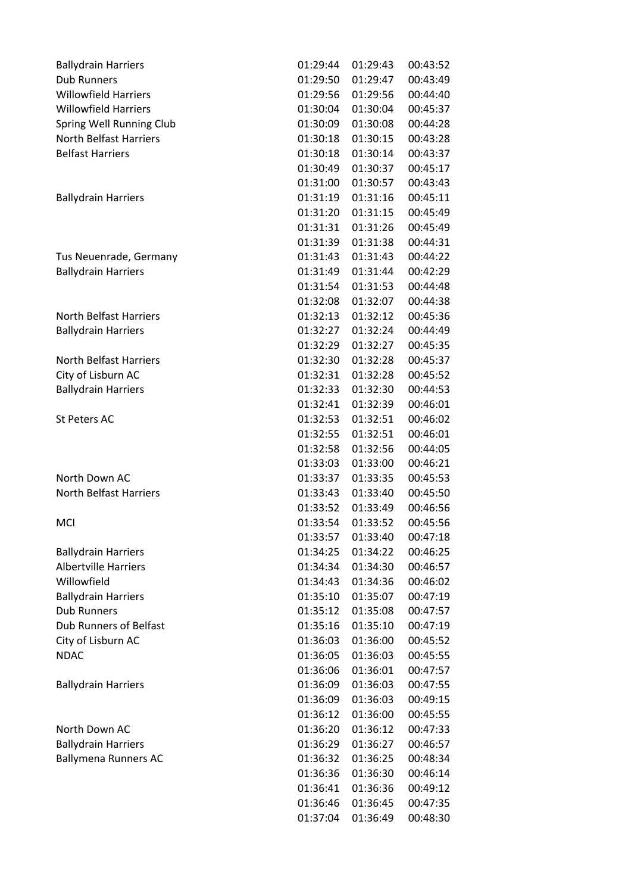| | | | |
|---|---|---|---|
| Ballydrain Harriers | 01:29:44 | 01:29:43 | 00:43:52 |
| Dub Runners | 01:29:50 | 01:29:47 | 00:43:49 |
| Willowfield Harriers | 01:29:56 | 01:29:56 | 00:44:40 |
| Willowfield Harriers | 01:30:04 | 01:30:04 | 00:45:37 |
| Spring Well Running Club | 01:30:09 | 01:30:08 | 00:44:28 |
| North Belfast Harriers | 01:30:18 | 01:30:15 | 00:43:28 |
| Belfast Harriers | 01:30:18 | 01:30:14 | 00:43:37 |
| | 01:30:49 | 01:30:37 | 00:45:17 |
| | 01:31:00 | 01:30:57 | 00:43:43 |
| Ballydrain Harriers | 01:31:19 | 01:31:16 | 00:45:11 |
| | 01:31:20 | 01:31:15 | 00:45:49 |
| | 01:31:31 | 01:31:26 | 00:45:49 |
| | 01:31:39 | 01:31:38 | 00:44:31 |
| Tus Neuenrade, Germany | 01:31:43 | 01:31:43 | 00:44:22 |
| Ballydrain Harriers | 01:31:49 | 01:31:44 | 00:42:29 |
| | 01:31:54 | 01:31:53 | 00:44:48 |
| | 01:32:08 | 01:32:07 | 00:44:38 |
| North Belfast Harriers | 01:32:13 | 01:32:12 | 00:45:36 |
| Ballydrain Harriers | 01:32:27 | 01:32:24 | 00:44:49 |
| | 01:32:29 | 01:32:27 | 00:45:35 |
| North Belfast Harriers | 01:32:30 | 01:32:28 | 00:45:37 |
| City of Lisburn AC | 01:32:31 | 01:32:28 | 00:45:52 |
| Ballydrain Harriers | 01:32:33 | 01:32:30 | 00:44:53 |
| | 01:32:41 | 01:32:39 | 00:46:01 |
| St Peters AC | 01:32:53 | 01:32:51 | 00:46:02 |
| | 01:32:55 | 01:32:51 | 00:46:01 |
| | 01:32:58 | 01:32:56 | 00:44:05 |
| | 01:33:03 | 01:33:00 | 00:46:21 |
| North Down AC | 01:33:37 | 01:33:35 | 00:45:53 |
| North Belfast Harriers | 01:33:43 | 01:33:40 | 00:45:50 |
| | 01:33:52 | 01:33:49 | 00:46:56 |
| MCI | 01:33:54 | 01:33:52 | 00:45:56 |
| | 01:33:57 | 01:33:40 | 00:47:18 |
| Ballydrain Harriers | 01:34:25 | 01:34:22 | 00:46:25 |
| Albertville Harriers | 01:34:34 | 01:34:30 | 00:46:57 |
| Willowfield | 01:34:43 | 01:34:36 | 00:46:02 |
| Ballydrain Harriers | 01:35:10 | 01:35:07 | 00:47:19 |
| Dub Runners | 01:35:12 | 01:35:08 | 00:47:57 |
| Dub Runners of Belfast | 01:35:16 | 01:35:10 | 00:47:19 |
| City of Lisburn AC | 01:36:03 | 01:36:00 | 00:45:52 |
| NDAC | 01:36:05 | 01:36:03 | 00:45:55 |
| | 01:36:06 | 01:36:01 | 00:47:57 |
| Ballydrain Harriers | 01:36:09 | 01:36:03 | 00:47:55 |
| | 01:36:09 | 01:36:03 | 00:49:15 |
| | 01:36:12 | 01:36:00 | 00:45:55 |
| North Down AC | 01:36:20 | 01:36:12 | 00:47:33 |
| Ballydrain Harriers | 01:36:29 | 01:36:27 | 00:46:57 |
| Ballymena Runners AC | 01:36:32 | 01:36:25 | 00:48:34 |
| | 01:36:36 | 01:36:30 | 00:46:14 |
| | 01:36:41 | 01:36:36 | 00:49:12 |
| | 01:36:46 | 01:36:45 | 00:47:35 |
| | 01:37:04 | 01:36:49 | 00:48:30 |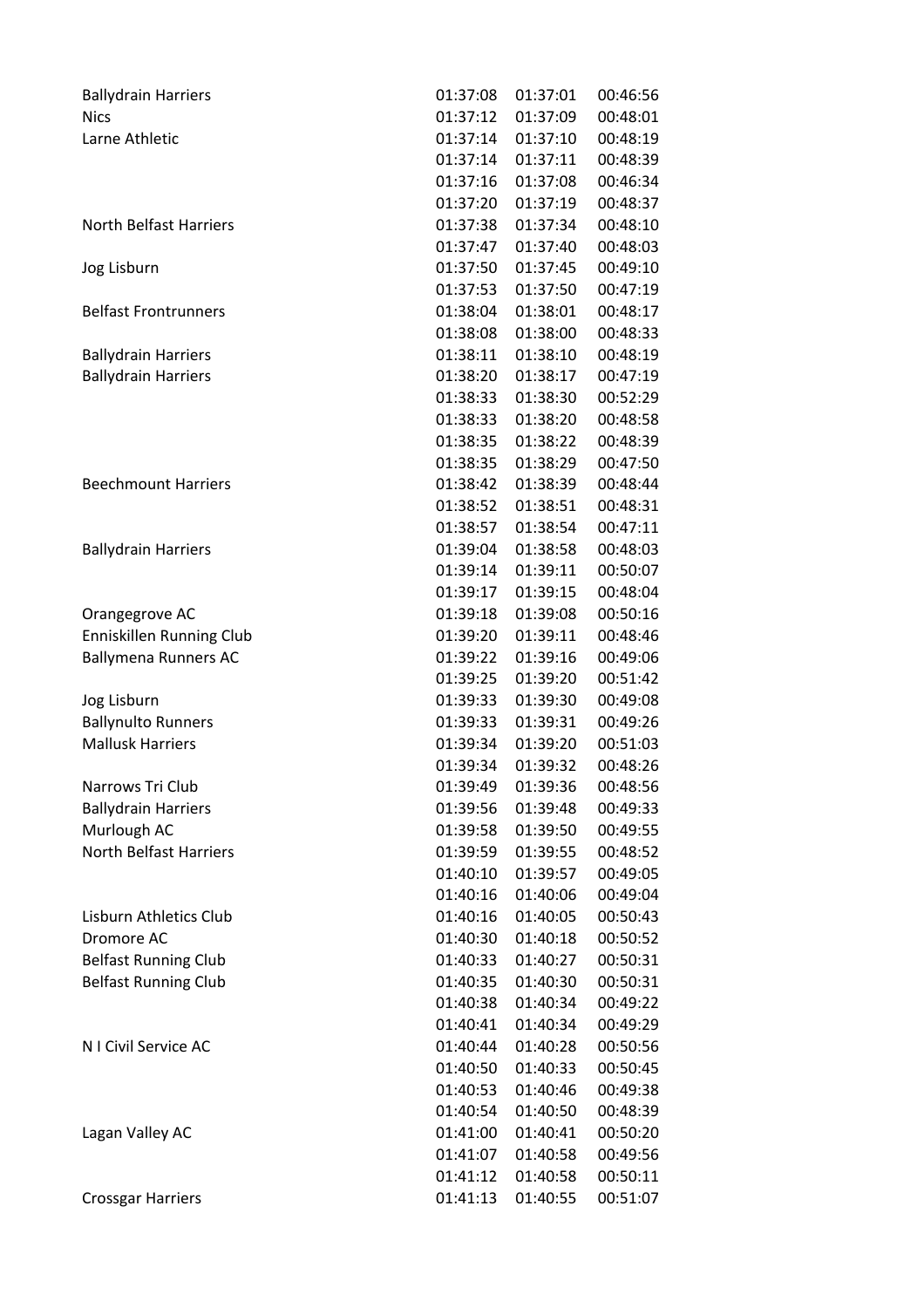| | | | |
|---|---|---|---|
| Ballydrain Harriers | 01:37:08 | 01:37:01 | 00:46:56 |
| Nics | 01:37:12 | 01:37:09 | 00:48:01 |
| Larne Athletic | 01:37:14 | 01:37:10 | 00:48:19 |
| | 01:37:14 | 01:37:11 | 00:48:39 |
| | 01:37:16 | 01:37:08 | 00:46:34 |
| | 01:37:20 | 01:37:19 | 00:48:37 |
| North Belfast Harriers | 01:37:38 | 01:37:34 | 00:48:10 |
| | 01:37:47 | 01:37:40 | 00:48:03 |
| Jog Lisburn | 01:37:50 | 01:37:45 | 00:49:10 |
| | 01:37:53 | 01:37:50 | 00:47:19 |
| Belfast Frontrunners | 01:38:04 | 01:38:01 | 00:48:17 |
| | 01:38:08 | 01:38:00 | 00:48:33 |
| Ballydrain Harriers | 01:38:11 | 01:38:10 | 00:48:19 |
| Ballydrain Harriers | 01:38:20 | 01:38:17 | 00:47:19 |
| | 01:38:33 | 01:38:30 | 00:52:29 |
| | 01:38:33 | 01:38:20 | 00:48:58 |
| | 01:38:35 | 01:38:22 | 00:48:39 |
| | 01:38:35 | 01:38:29 | 00:47:50 |
| Beechmount Harriers | 01:38:42 | 01:38:39 | 00:48:44 |
| | 01:38:52 | 01:38:51 | 00:48:31 |
| | 01:38:57 | 01:38:54 | 00:47:11 |
| Ballydrain Harriers | 01:39:04 | 01:38:58 | 00:48:03 |
| | 01:39:14 | 01:39:11 | 00:50:07 |
| | 01:39:17 | 01:39:15 | 00:48:04 |
| Orangegrove AC | 01:39:18 | 01:39:08 | 00:50:16 |
| Enniskillen Running Club | 01:39:20 | 01:39:11 | 00:48:46 |
| Ballymena Runners AC | 01:39:22 | 01:39:16 | 00:49:06 |
| | 01:39:25 | 01:39:20 | 00:51:42 |
| Jog Lisburn | 01:39:33 | 01:39:30 | 00:49:08 |
| Ballynulto Runners | 01:39:33 | 01:39:31 | 00:49:26 |
| Mallusk Harriers | 01:39:34 | 01:39:20 | 00:51:03 |
| | 01:39:34 | 01:39:32 | 00:48:26 |
| Narrows Tri Club | 01:39:49 | 01:39:36 | 00:48:56 |
| Ballydrain Harriers | 01:39:56 | 01:39:48 | 00:49:33 |
| Murlough AC | 01:39:58 | 01:39:50 | 00:49:55 |
| North Belfast Harriers | 01:39:59 | 01:39:55 | 00:48:52 |
| | 01:40:10 | 01:39:57 | 00:49:05 |
| | 01:40:16 | 01:40:06 | 00:49:04 |
| Lisburn Athletics Club | 01:40:16 | 01:40:05 | 00:50:43 |
| Dromore AC | 01:40:30 | 01:40:18 | 00:50:52 |
| Belfast Running Club | 01:40:33 | 01:40:27 | 00:50:31 |
| Belfast Running Club | 01:40:35 | 01:40:30 | 00:50:31 |
| | 01:40:38 | 01:40:34 | 00:49:22 |
| | 01:40:41 | 01:40:34 | 00:49:29 |
| N I Civil Service AC | 01:40:44 | 01:40:28 | 00:50:56 |
| | 01:40:50 | 01:40:33 | 00:50:45 |
| | 01:40:53 | 01:40:46 | 00:49:38 |
| | 01:40:54 | 01:40:50 | 00:48:39 |
| Lagan Valley AC | 01:41:00 | 01:40:41 | 00:50:20 |
| | 01:41:07 | 01:40:58 | 00:49:56 |
| | 01:41:12 | 01:40:58 | 00:50:11 |
| Crossgar Harriers | 01:41:13 | 01:40:55 | 00:51:07 |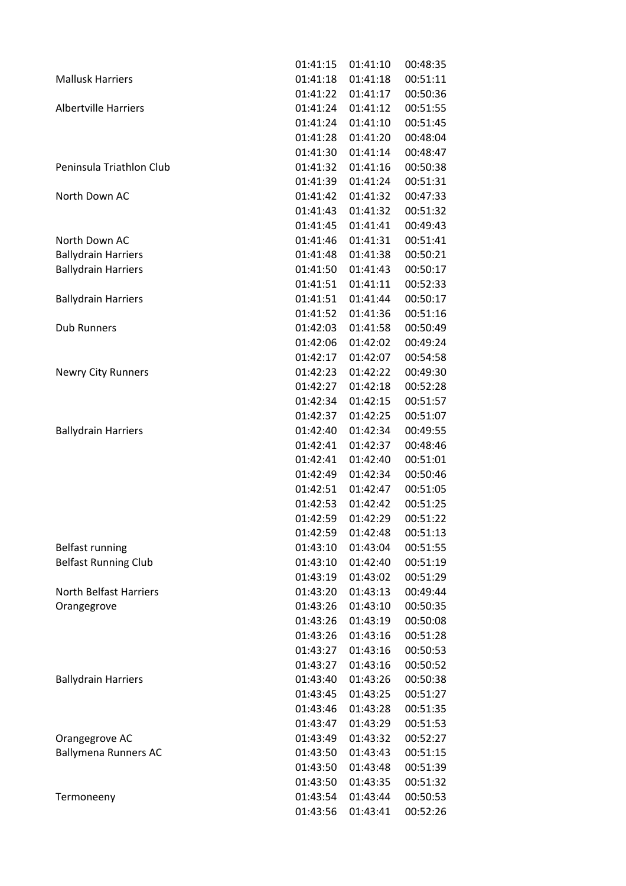| | | | |
|---|---|---|---|
| | 01:41:15 | 01:41:10 | 00:48:35 |
| Mallusk Harriers | 01:41:18 | 01:41:18 | 00:51:11 |
| | 01:41:22 | 01:41:17 | 00:50:36 |
| Albertville Harriers | 01:41:24 | 01:41:12 | 00:51:55 |
| | 01:41:24 | 01:41:10 | 00:51:45 |
| | 01:41:28 | 01:41:20 | 00:48:04 |
| | 01:41:30 | 01:41:14 | 00:48:47 |
| Peninsula Triathlon Club | 01:41:32 | 01:41:16 | 00:50:38 |
| | 01:41:39 | 01:41:24 | 00:51:31 |
| North Down AC | 01:41:42 | 01:41:32 | 00:47:33 |
| | 01:41:43 | 01:41:32 | 00:51:32 |
| | 01:41:45 | 01:41:41 | 00:49:43 |
| North Down AC | 01:41:46 | 01:41:31 | 00:51:41 |
| Ballydrain Harriers | 01:41:48 | 01:41:38 | 00:50:21 |
| Ballydrain Harriers | 01:41:50 | 01:41:43 | 00:50:17 |
| | 01:41:51 | 01:41:11 | 00:52:33 |
| Ballydrain Harriers | 01:41:51 | 01:41:44 | 00:50:17 |
| | 01:41:52 | 01:41:36 | 00:51:16 |
| Dub Runners | 01:42:03 | 01:41:58 | 00:50:49 |
| | 01:42:06 | 01:42:02 | 00:49:24 |
| | 01:42:17 | 01:42:07 | 00:54:58 |
| Newry City Runners | 01:42:23 | 01:42:22 | 00:49:30 |
| | 01:42:27 | 01:42:18 | 00:52:28 |
| | 01:42:34 | 01:42:15 | 00:51:57 |
| | 01:42:37 | 01:42:25 | 00:51:07 |
| Ballydrain Harriers | 01:42:40 | 01:42:34 | 00:49:55 |
| | 01:42:41 | 01:42:37 | 00:48:46 |
| | 01:42:41 | 01:42:40 | 00:51:01 |
| | 01:42:49 | 01:42:34 | 00:50:46 |
| | 01:42:51 | 01:42:47 | 00:51:05 |
| | 01:42:53 | 01:42:42 | 00:51:25 |
| | 01:42:59 | 01:42:29 | 00:51:22 |
| | 01:42:59 | 01:42:48 | 00:51:13 |
| Belfast running | 01:43:10 | 01:43:04 | 00:51:55 |
| Belfast Running Club | 01:43:10 | 01:42:40 | 00:51:19 |
| | 01:43:19 | 01:43:02 | 00:51:29 |
| North Belfast Harriers | 01:43:20 | 01:43:13 | 00:49:44 |
| Orangegrove | 01:43:26 | 01:43:10 | 00:50:35 |
| | 01:43:26 | 01:43:19 | 00:50:08 |
| | 01:43:26 | 01:43:16 | 00:51:28 |
| | 01:43:27 | 01:43:16 | 00:50:53 |
| | 01:43:27 | 01:43:16 | 00:50:52 |
| Ballydrain Harriers | 01:43:40 | 01:43:26 | 00:50:38 |
| | 01:43:45 | 01:43:25 | 00:51:27 |
| | 01:43:46 | 01:43:28 | 00:51:35 |
| | 01:43:47 | 01:43:29 | 00:51:53 |
| Orangegrove AC | 01:43:49 | 01:43:32 | 00:52:27 |
| Ballymena Runners AC | 01:43:50 | 01:43:43 | 00:51:15 |
| | 01:43:50 | 01:43:48 | 00:51:39 |
| | 01:43:50 | 01:43:35 | 00:51:32 |
| Termoneeny | 01:43:54 | 01:43:44 | 00:50:53 |
| | 01:43:56 | 01:43:41 | 00:52:26 |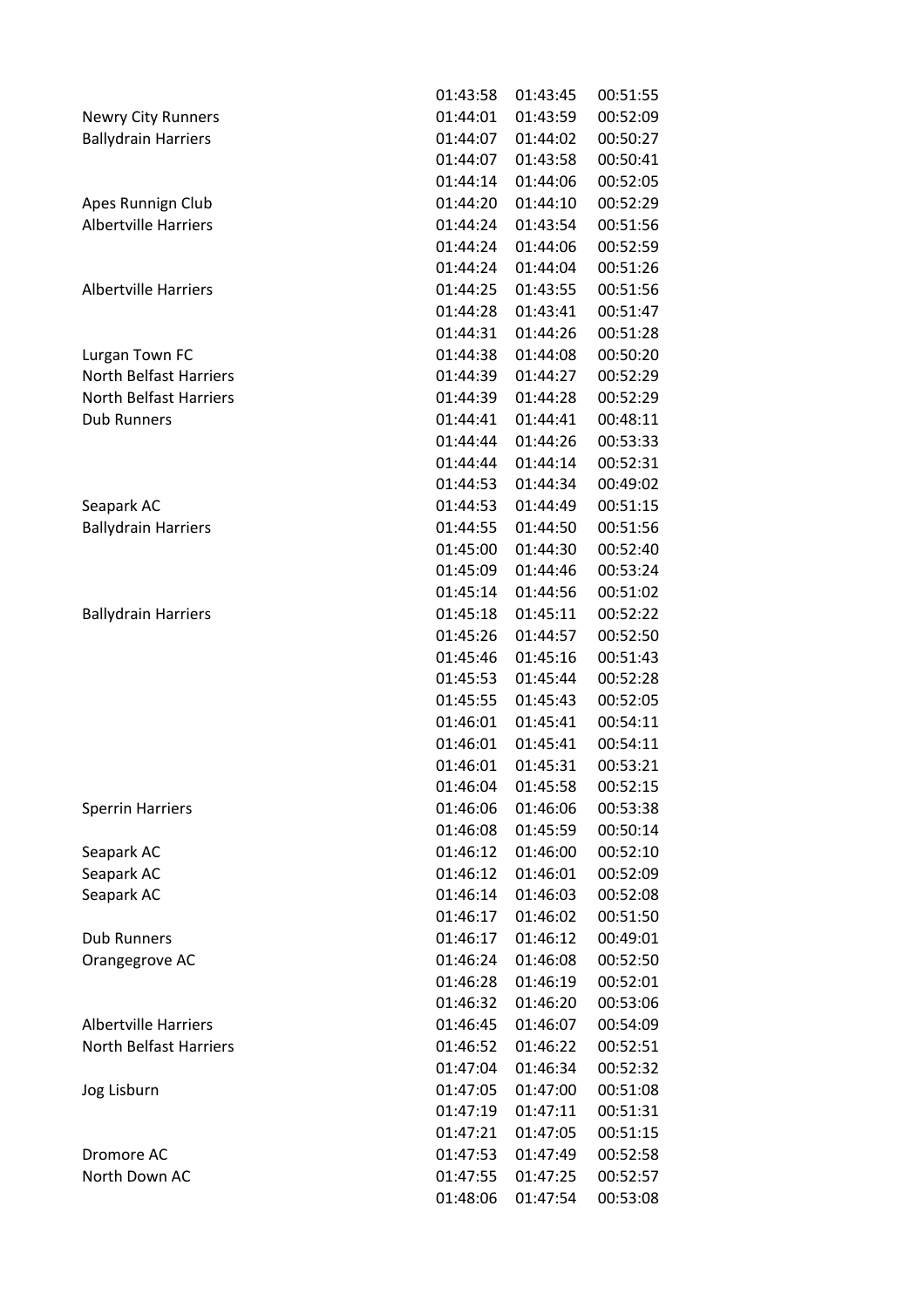| | | | |
|---|---|---|---|
| | 01:43:58 | 01:43:45 | 00:51:55 |
| Newry City Runners | 01:44:01 | 01:43:59 | 00:52:09 |
| Ballydrain Harriers | 01:44:07 | 01:44:02 | 00:50:27 |
| | 01:44:07 | 01:43:58 | 00:50:41 |
| | 01:44:14 | 01:44:06 | 00:52:05 |
| Apes Runnign Club | 01:44:20 | 01:44:10 | 00:52:29 |
| Albertville Harriers | 01:44:24 | 01:43:54 | 00:51:56 |
| | 01:44:24 | 01:44:06 | 00:52:59 |
| | 01:44:24 | 01:44:04 | 00:51:26 |
| Albertville Harriers | 01:44:25 | 01:43:55 | 00:51:56 |
| | 01:44:28 | 01:43:41 | 00:51:47 |
| | 01:44:31 | 01:44:26 | 00:51:28 |
| Lurgan Town FC | 01:44:38 | 01:44:08 | 00:50:20 |
| North Belfast Harriers | 01:44:39 | 01:44:27 | 00:52:29 |
| North Belfast Harriers | 01:44:39 | 01:44:28 | 00:52:29 |
| Dub Runners | 01:44:41 | 01:44:41 | 00:48:11 |
| | 01:44:44 | 01:44:26 | 00:53:33 |
| | 01:44:44 | 01:44:14 | 00:52:31 |
| | 01:44:53 | 01:44:34 | 00:49:02 |
| Seapark AC | 01:44:53 | 01:44:49 | 00:51:15 |
| Ballydrain Harriers | 01:44:55 | 01:44:50 | 00:51:56 |
| | 01:45:00 | 01:44:30 | 00:52:40 |
| | 01:45:09 | 01:44:46 | 00:53:24 |
| | 01:45:14 | 01:44:56 | 00:51:02 |
| Ballydrain Harriers | 01:45:18 | 01:45:11 | 00:52:22 |
| | 01:45:26 | 01:44:57 | 00:52:50 |
| | 01:45:46 | 01:45:16 | 00:51:43 |
| | 01:45:53 | 01:45:44 | 00:52:28 |
| | 01:45:55 | 01:45:43 | 00:52:05 |
| | 01:46:01 | 01:45:41 | 00:54:11 |
| | 01:46:01 | 01:45:41 | 00:54:11 |
| | 01:46:01 | 01:45:31 | 00:53:21 |
| | 01:46:04 | 01:45:58 | 00:52:15 |
| Sperrin Harriers | 01:46:06 | 01:46:06 | 00:53:38 |
| | 01:46:08 | 01:45:59 | 00:50:14 |
| Seapark AC | 01:46:12 | 01:46:00 | 00:52:10 |
| Seapark AC | 01:46:12 | 01:46:01 | 00:52:09 |
| Seapark AC | 01:46:14 | 01:46:03 | 00:52:08 |
| | 01:46:17 | 01:46:02 | 00:51:50 |
| Dub Runners | 01:46:17 | 01:46:12 | 00:49:01 |
| Orangegrove AC | 01:46:24 | 01:46:08 | 00:52:50 |
| | 01:46:28 | 01:46:19 | 00:52:01 |
| | 01:46:32 | 01:46:20 | 00:53:06 |
| Albertville Harriers | 01:46:45 | 01:46:07 | 00:54:09 |
| North Belfast Harriers | 01:46:52 | 01:46:22 | 00:52:51 |
| | 01:47:04 | 01:46:34 | 00:52:32 |
| Jog Lisburn | 01:47:05 | 01:47:00 | 00:51:08 |
| | 01:47:19 | 01:47:11 | 00:51:31 |
| | 01:47:21 | 01:47:05 | 00:51:15 |
| Dromore AC | 01:47:53 | 01:47:49 | 00:52:58 |
| North Down AC | 01:47:55 | 01:47:25 | 00:52:57 |
| | 01:48:06 | 01:47:54 | 00:53:08 |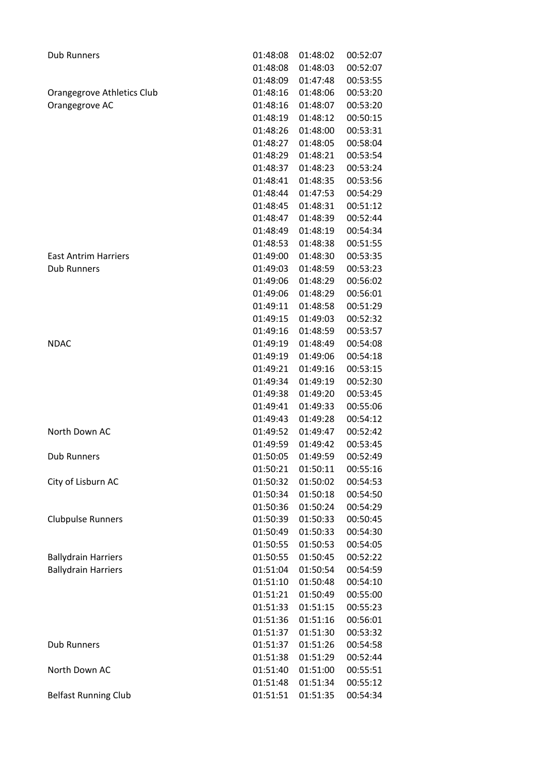| | | | |
|---|---|---|---|
| Dub Runners | 01:48:08 | 01:48:02 | 00:52:07 |
| | 01:48:08 | 01:48:03 | 00:52:07 |
| | 01:48:09 | 01:47:48 | 00:53:55 |
| Orangegrove Athletics Club | 01:48:16 | 01:48:06 | 00:53:20 |
| Orangegrove AC | 01:48:16 | 01:48:07 | 00:53:20 |
| | 01:48:19 | 01:48:12 | 00:50:15 |
| | 01:48:26 | 01:48:00 | 00:53:31 |
| | 01:48:27 | 01:48:05 | 00:58:04 |
| | 01:48:29 | 01:48:21 | 00:53:54 |
| | 01:48:37 | 01:48:23 | 00:53:24 |
| | 01:48:41 | 01:48:35 | 00:53:56 |
| | 01:48:44 | 01:47:53 | 00:54:29 |
| | 01:48:45 | 01:48:31 | 00:51:12 |
| | 01:48:47 | 01:48:39 | 00:52:44 |
| | 01:48:49 | 01:48:19 | 00:54:34 |
| | 01:48:53 | 01:48:38 | 00:51:55 |
| East Antrim Harriers | 01:49:00 | 01:48:30 | 00:53:35 |
| Dub Runners | 01:49:03 | 01:48:59 | 00:53:23 |
| | 01:49:06 | 01:48:29 | 00:56:02 |
| | 01:49:06 | 01:48:29 | 00:56:01 |
| | 01:49:11 | 01:48:58 | 00:51:29 |
| | 01:49:15 | 01:49:03 | 00:52:32 |
| | 01:49:16 | 01:48:59 | 00:53:57 |
| NDAC | 01:49:19 | 01:48:49 | 00:54:08 |
| | 01:49:19 | 01:49:06 | 00:54:18 |
| | 01:49:21 | 01:49:16 | 00:53:15 |
| | 01:49:34 | 01:49:19 | 00:52:30 |
| | 01:49:38 | 01:49:20 | 00:53:45 |
| | 01:49:41 | 01:49:33 | 00:55:06 |
| | 01:49:43 | 01:49:28 | 00:54:12 |
| North Down AC | 01:49:52 | 01:49:47 | 00:52:42 |
| | 01:49:59 | 01:49:42 | 00:53:45 |
| Dub Runners | 01:50:05 | 01:49:59 | 00:52:49 |
| | 01:50:21 | 01:50:11 | 00:55:16 |
| City of Lisburn AC | 01:50:32 | 01:50:02 | 00:54:53 |
| | 01:50:34 | 01:50:18 | 00:54:50 |
| | 01:50:36 | 01:50:24 | 00:54:29 |
| Clubpulse Runners | 01:50:39 | 01:50:33 | 00:50:45 |
| | 01:50:49 | 01:50:33 | 00:54:30 |
| | 01:50:55 | 01:50:53 | 00:54:05 |
| Ballydrain Harriers | 01:50:55 | 01:50:45 | 00:52:22 |
| Ballydrain Harriers | 01:51:04 | 01:50:54 | 00:54:59 |
| | 01:51:10 | 01:50:48 | 00:54:10 |
| | 01:51:21 | 01:50:49 | 00:55:00 |
| | 01:51:33 | 01:51:15 | 00:55:23 |
| | 01:51:36 | 01:51:16 | 00:56:01 |
| | 01:51:37 | 01:51:30 | 00:53:32 |
| Dub Runners | 01:51:37 | 01:51:26 | 00:54:58 |
| | 01:51:38 | 01:51:29 | 00:52:44 |
| North Down AC | 01:51:40 | 01:51:00 | 00:55:51 |
| | 01:51:48 | 01:51:34 | 00:55:12 |
| Belfast Running Club | 01:51:51 | 01:51:35 | 00:54:34 |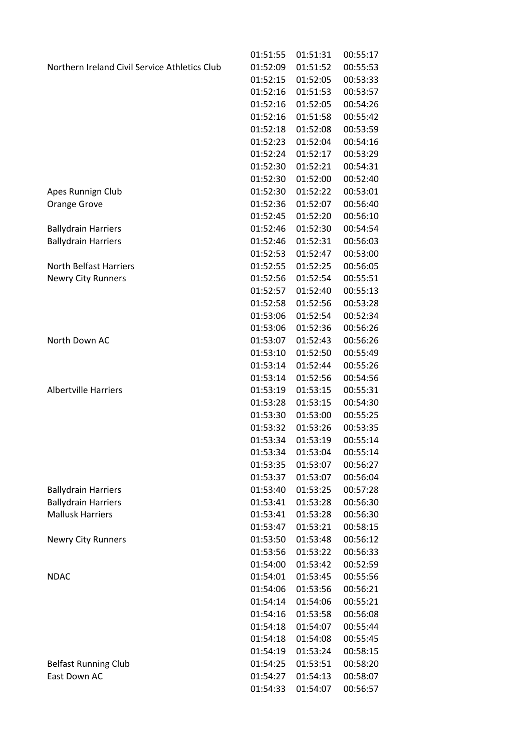| | | | |
|---|---|---|---|
| | 01:51:55 | 01:51:31 | 00:55:17 |
| Northern Ireland Civil Service Athletics Club | 01:52:09 | 01:51:52 | 00:55:53 |
| | 01:52:15 | 01:52:05 | 00:53:33 |
| | 01:52:16 | 01:51:53 | 00:53:57 |
| | 01:52:16 | 01:52:05 | 00:54:26 |
| | 01:52:16 | 01:51:58 | 00:55:42 |
| | 01:52:18 | 01:52:08 | 00:53:59 |
| | 01:52:23 | 01:52:04 | 00:54:16 |
| | 01:52:24 | 01:52:17 | 00:53:29 |
| | 01:52:30 | 01:52:21 | 00:54:31 |
| | 01:52:30 | 01:52:00 | 00:52:40 |
| Apes Runnign Club | 01:52:30 | 01:52:22 | 00:53:01 |
| Orange Grove | 01:52:36 | 01:52:07 | 00:56:40 |
| | 01:52:45 | 01:52:20 | 00:56:10 |
| Ballydrain Harriers | 01:52:46 | 01:52:30 | 00:54:54 |
| Ballydrain Harriers | 01:52:46 | 01:52:31 | 00:56:03 |
| | 01:52:53 | 01:52:47 | 00:53:00 |
| North Belfast Harriers | 01:52:55 | 01:52:25 | 00:56:05 |
| Newry City Runners | 01:52:56 | 01:52:54 | 00:55:51 |
| | 01:52:57 | 01:52:40 | 00:55:13 |
| | 01:52:58 | 01:52:56 | 00:53:28 |
| | 01:53:06 | 01:52:54 | 00:52:34 |
| | 01:53:06 | 01:52:36 | 00:56:26 |
| North Down AC | 01:53:07 | 01:52:43 | 00:56:26 |
| | 01:53:10 | 01:52:50 | 00:55:49 |
| | 01:53:14 | 01:52:44 | 00:55:26 |
| | 01:53:14 | 01:52:56 | 00:54:56 |
| Albertville Harriers | 01:53:19 | 01:53:15 | 00:55:31 |
| | 01:53:28 | 01:53:15 | 00:54:30 |
| | 01:53:30 | 01:53:00 | 00:55:25 |
| | 01:53:32 | 01:53:26 | 00:53:35 |
| | 01:53:34 | 01:53:19 | 00:55:14 |
| | 01:53:34 | 01:53:04 | 00:55:14 |
| | 01:53:35 | 01:53:07 | 00:56:27 |
| | 01:53:37 | 01:53:07 | 00:56:04 |
| Ballydrain Harriers | 01:53:40 | 01:53:25 | 00:57:28 |
| Ballydrain Harriers | 01:53:41 | 01:53:28 | 00:56:30 |
| Mallusk Harriers | 01:53:41 | 01:53:28 | 00:56:30 |
| | 01:53:47 | 01:53:21 | 00:58:15 |
| Newry City Runners | 01:53:50 | 01:53:48 | 00:56:12 |
| | 01:53:56 | 01:53:22 | 00:56:33 |
| | 01:54:00 | 01:53:42 | 00:52:59 |
| NDAC | 01:54:01 | 01:53:45 | 00:55:56 |
| | 01:54:06 | 01:53:56 | 00:56:21 |
| | 01:54:14 | 01:54:06 | 00:55:21 |
| | 01:54:16 | 01:53:58 | 00:56:08 |
| | 01:54:18 | 01:54:07 | 00:55:44 |
| | 01:54:18 | 01:54:08 | 00:55:45 |
| | 01:54:19 | 01:53:24 | 00:58:15 |
| Belfast Running Club | 01:54:25 | 01:53:51 | 00:58:20 |
| East Down AC | 01:54:27 | 01:54:13 | 00:58:07 |
| | 01:54:33 | 01:54:07 | 00:56:57 |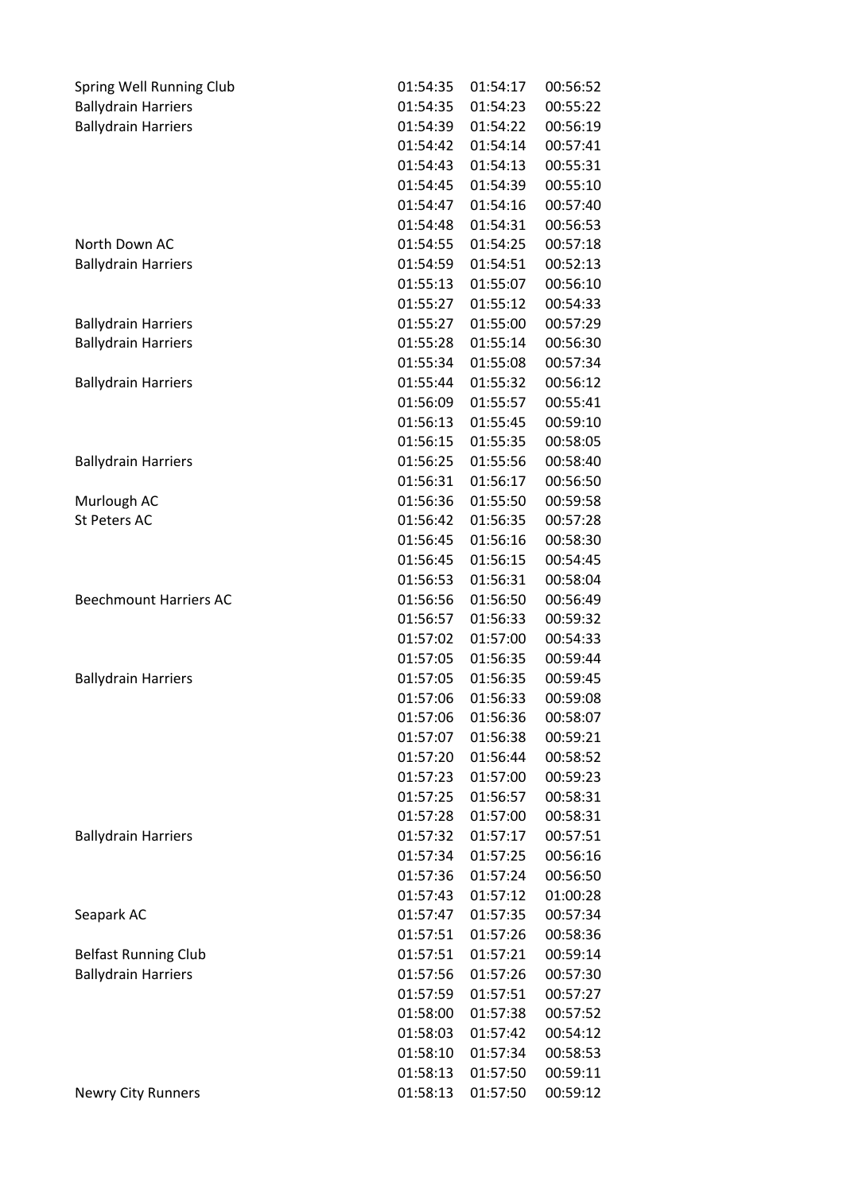| | | | |
|---|---|---|---|
| Spring Well Running Club | 01:54:35 | 01:54:17 | 00:56:52 |
| Ballydrain Harriers | 01:54:35 | 01:54:23 | 00:55:22 |
| Ballydrain Harriers | 01:54:39 | 01:54:22 | 00:56:19 |
| | 01:54:42 | 01:54:14 | 00:57:41 |
| | 01:54:43 | 01:54:13 | 00:55:31 |
| | 01:54:45 | 01:54:39 | 00:55:10 |
| | 01:54:47 | 01:54:16 | 00:57:40 |
| | 01:54:48 | 01:54:31 | 00:56:53 |
| North Down AC | 01:54:55 | 01:54:25 | 00:57:18 |
| Ballydrain Harriers | 01:54:59 | 01:54:51 | 00:52:13 |
| | 01:55:13 | 01:55:07 | 00:56:10 |
| | 01:55:27 | 01:55:12 | 00:54:33 |
| Ballydrain Harriers | 01:55:27 | 01:55:00 | 00:57:29 |
| Ballydrain Harriers | 01:55:28 | 01:55:14 | 00:56:30 |
| | 01:55:34 | 01:55:08 | 00:57:34 |
| Ballydrain Harriers | 01:55:44 | 01:55:32 | 00:56:12 |
| | 01:56:09 | 01:55:57 | 00:55:41 |
| | 01:56:13 | 01:55:45 | 00:59:10 |
| | 01:56:15 | 01:55:35 | 00:58:05 |
| Ballydrain Harriers | 01:56:25 | 01:55:56 | 00:58:40 |
| | 01:56:31 | 01:56:17 | 00:56:50 |
| Murlough AC | 01:56:36 | 01:55:50 | 00:59:58 |
| St Peters AC | 01:56:42 | 01:56:35 | 00:57:28 |
| | 01:56:45 | 01:56:16 | 00:58:30 |
| | 01:56:45 | 01:56:15 | 00:54:45 |
| | 01:56:53 | 01:56:31 | 00:58:04 |
| Beechmount Harriers AC | 01:56:56 | 01:56:50 | 00:56:49 |
| | 01:56:57 | 01:56:33 | 00:59:32 |
| | 01:57:02 | 01:57:00 | 00:54:33 |
| | 01:57:05 | 01:56:35 | 00:59:44 |
| Ballydrain Harriers | 01:57:05 | 01:56:35 | 00:59:45 |
| | 01:57:06 | 01:56:33 | 00:59:08 |
| | 01:57:06 | 01:56:36 | 00:58:07 |
| | 01:57:07 | 01:56:38 | 00:59:21 |
| | 01:57:20 | 01:56:44 | 00:58:52 |
| | 01:57:23 | 01:57:00 | 00:59:23 |
| | 01:57:25 | 01:56:57 | 00:58:31 |
| | 01:57:28 | 01:57:00 | 00:58:31 |
| Ballydrain Harriers | 01:57:32 | 01:57:17 | 00:57:51 |
| | 01:57:34 | 01:57:25 | 00:56:16 |
| | 01:57:36 | 01:57:24 | 00:56:50 |
| | 01:57:43 | 01:57:12 | 01:00:28 |
| Seapark AC | 01:57:47 | 01:57:35 | 00:57:34 |
| | 01:57:51 | 01:57:26 | 00:58:36 |
| Belfast Running Club | 01:57:51 | 01:57:21 | 00:59:14 |
| Ballydrain Harriers | 01:57:56 | 01:57:26 | 00:57:30 |
| | 01:57:59 | 01:57:51 | 00:57:27 |
| | 01:58:00 | 01:57:38 | 00:57:52 |
| | 01:58:03 | 01:57:42 | 00:54:12 |
| | 01:58:10 | 01:57:34 | 00:58:53 |
| | 01:58:13 | 01:57:50 | 00:59:11 |
| Newry City Runners | 01:58:13 | 01:57:50 | 00:59:12 |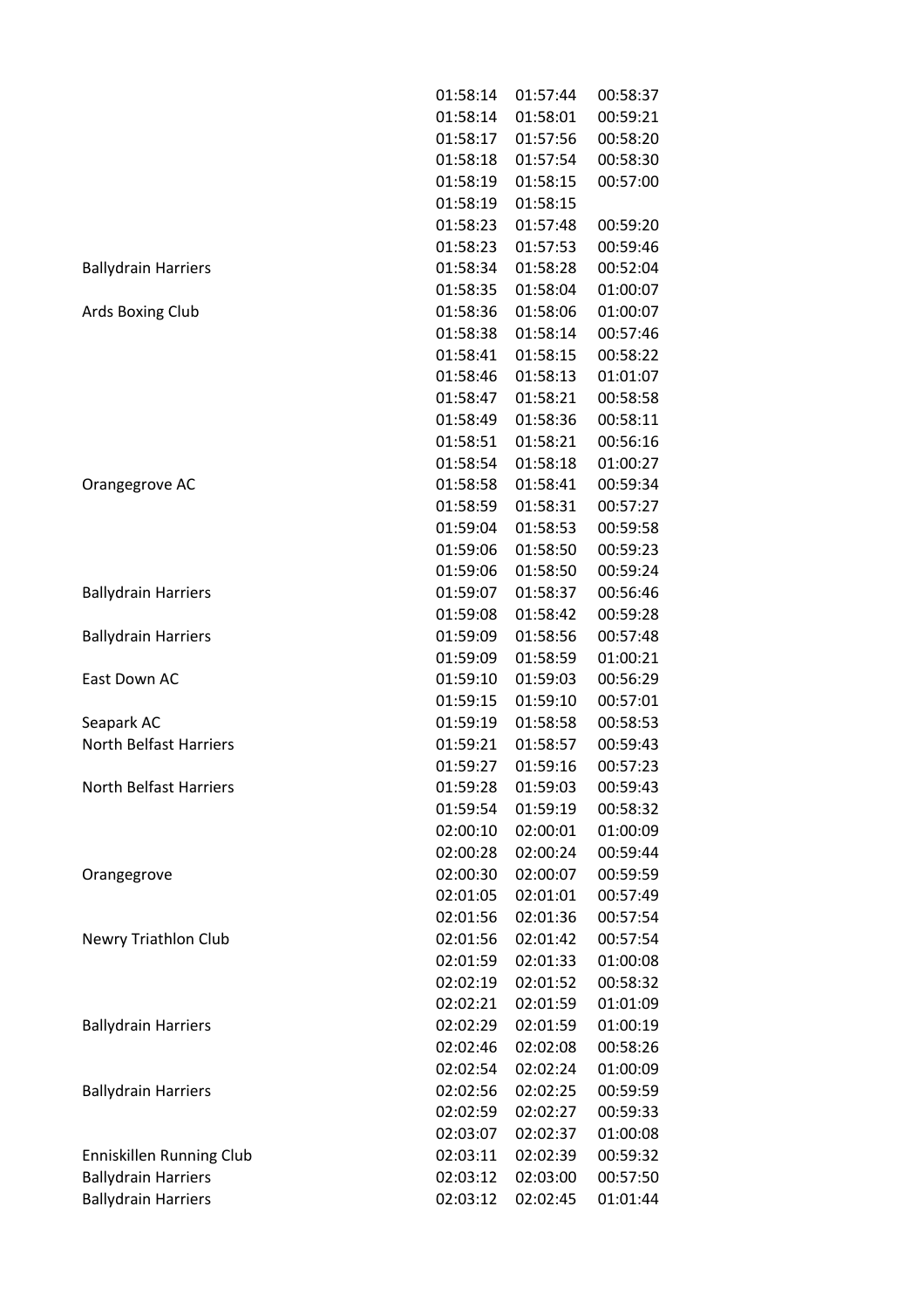| | | | |
|---|---|---|---|
| | 01:58:14 | 01:57:44 | 00:58:37 |
| | 01:58:14 | 01:58:01 | 00:59:21 |
| | 01:58:17 | 01:57:56 | 00:58:20 |
| | 01:58:18 | 01:57:54 | 00:58:30 |
| | 01:58:19 | 01:58:15 | 00:57:00 |
| | 01:58:19 | 01:58:15 | |
| | 01:58:23 | 01:57:48 | 00:59:20 |
| | 01:58:23 | 01:57:53 | 00:59:46 |
| Ballydrain Harriers | 01:58:34 | 01:58:28 | 00:52:04 |
| | 01:58:35 | 01:58:04 | 01:00:07 |
| Ards Boxing Club | 01:58:36 | 01:58:06 | 01:00:07 |
| | 01:58:38 | 01:58:14 | 00:57:46 |
| | 01:58:41 | 01:58:15 | 00:58:22 |
| | 01:58:46 | 01:58:13 | 01:01:07 |
| | 01:58:47 | 01:58:21 | 00:58:58 |
| | 01:58:49 | 01:58:36 | 00:58:11 |
| | 01:58:51 | 01:58:21 | 00:56:16 |
| | 01:58:54 | 01:58:18 | 01:00:27 |
| Orangegrove AC | 01:58:58 | 01:58:41 | 00:59:34 |
| | 01:58:59 | 01:58:31 | 00:57:27 |
| | 01:59:04 | 01:58:53 | 00:59:58 |
| | 01:59:06 | 01:58:50 | 00:59:23 |
| | 01:59:06 | 01:58:50 | 00:59:24 |
| Ballydrain Harriers | 01:59:07 | 01:58:37 | 00:56:46 |
| | 01:59:08 | 01:58:42 | 00:59:28 |
| Ballydrain Harriers | 01:59:09 | 01:58:56 | 00:57:48 |
| | 01:59:09 | 01:58:59 | 01:00:21 |
| East Down AC | 01:59:10 | 01:59:03 | 00:56:29 |
| | 01:59:15 | 01:59:10 | 00:57:01 |
| Seapark AC | 01:59:19 | 01:58:58 | 00:58:53 |
| North Belfast Harriers | 01:59:21 | 01:58:57 | 00:59:43 |
| | 01:59:27 | 01:59:16 | 00:57:23 |
| North Belfast Harriers | 01:59:28 | 01:59:03 | 00:59:43 |
| | 01:59:54 | 01:59:19 | 00:58:32 |
| | 02:00:10 | 02:00:01 | 01:00:09 |
| | 02:00:28 | 02:00:24 | 00:59:44 |
| Orangegrove | 02:00:30 | 02:00:07 | 00:59:59 |
| | 02:01:05 | 02:01:01 | 00:57:49 |
| | 02:01:56 | 02:01:36 | 00:57:54 |
| Newry Triathlon Club | 02:01:56 | 02:01:42 | 00:57:54 |
| | 02:01:59 | 02:01:33 | 01:00:08 |
| | 02:02:19 | 02:01:52 | 00:58:32 |
| | 02:02:21 | 02:01:59 | 01:01:09 |
| Ballydrain Harriers | 02:02:29 | 02:01:59 | 01:00:19 |
| | 02:02:46 | 02:02:08 | 00:58:26 |
| | 02:02:54 | 02:02:24 | 01:00:09 |
| Ballydrain Harriers | 02:02:56 | 02:02:25 | 00:59:59 |
| | 02:02:59 | 02:02:27 | 00:59:33 |
| | 02:03:07 | 02:02:37 | 01:00:08 |
| Enniskillen Running Club | 02:03:11 | 02:02:39 | 00:59:32 |
| Ballydrain Harriers | 02:03:12 | 02:03:00 | 00:57:50 |
| Ballydrain Harriers | 02:03:12 | 02:02:45 | 01:01:44 |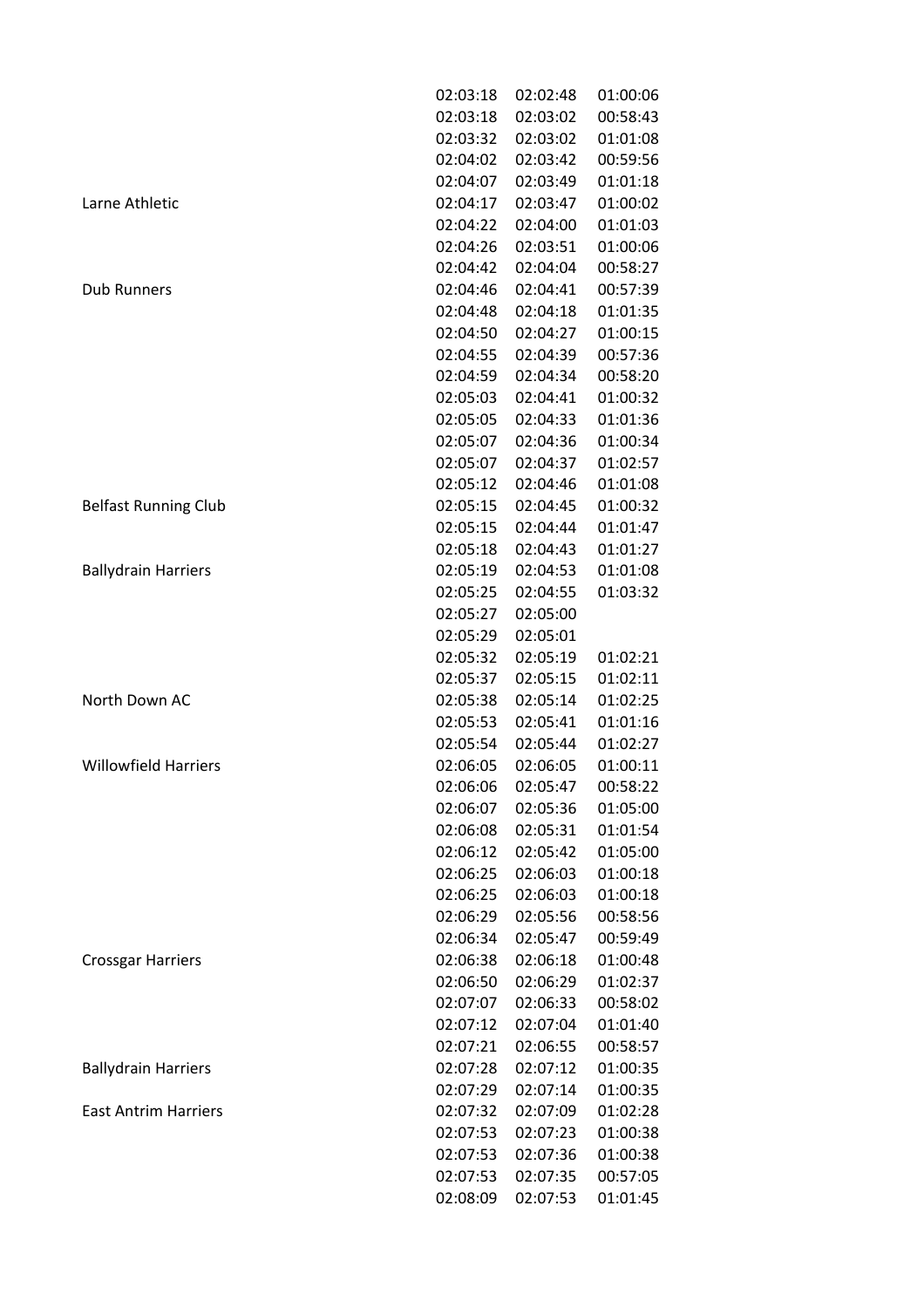| | | | |
|---|---|---|---|
| | 02:03:18 | 02:02:48 | 01:00:06 |
| | 02:03:18 | 02:03:02 | 00:58:43 |
| | 02:03:32 | 02:03:02 | 01:01:08 |
| | 02:04:02 | 02:03:42 | 00:59:56 |
| | 02:04:07 | 02:03:49 | 01:01:18 |
| Larne Athletic | 02:04:17 | 02:03:47 | 01:00:02 |
| | 02:04:22 | 02:04:00 | 01:01:03 |
| | 02:04:26 | 02:03:51 | 01:00:06 |
| | 02:04:42 | 02:04:04 | 00:58:27 |
| Dub Runners | 02:04:46 | 02:04:41 | 00:57:39 |
| | 02:04:48 | 02:04:18 | 01:01:35 |
| | 02:04:50 | 02:04:27 | 01:00:15 |
| | 02:04:55 | 02:04:39 | 00:57:36 |
| | 02:04:59 | 02:04:34 | 00:58:20 |
| | 02:05:03 | 02:04:41 | 01:00:32 |
| | 02:05:05 | 02:04:33 | 01:01:36 |
| | 02:05:07 | 02:04:36 | 01:00:34 |
| | 02:05:07 | 02:04:37 | 01:02:57 |
| | 02:05:12 | 02:04:46 | 01:01:08 |
| Belfast Running Club | 02:05:15 | 02:04:45 | 01:00:32 |
| | 02:05:15 | 02:04:44 | 01:01:47 |
| | 02:05:18 | 02:04:43 | 01:01:27 |
| Ballydrain Harriers | 02:05:19 | 02:04:53 | 01:01:08 |
| | 02:05:25 | 02:04:55 | 01:03:32 |
| | 02:05:27 | 02:05:00 | |
| | 02:05:29 | 02:05:01 | |
| | 02:05:32 | 02:05:19 | 01:02:21 |
| | 02:05:37 | 02:05:15 | 01:02:11 |
| North Down AC | 02:05:38 | 02:05:14 | 01:02:25 |
| | 02:05:53 | 02:05:41 | 01:01:16 |
| | 02:05:54 | 02:05:44 | 01:02:27 |
| Willowfield Harriers | 02:06:05 | 02:06:05 | 01:00:11 |
| | 02:06:06 | 02:05:47 | 00:58:22 |
| | 02:06:07 | 02:05:36 | 01:05:00 |
| | 02:06:08 | 02:05:31 | 01:01:54 |
| | 02:06:12 | 02:05:42 | 01:05:00 |
| | 02:06:25 | 02:06:03 | 01:00:18 |
| | 02:06:25 | 02:06:03 | 01:00:18 |
| | 02:06:29 | 02:05:56 | 00:58:56 |
| | 02:06:34 | 02:05:47 | 00:59:49 |
| Crossgar Harriers | 02:06:38 | 02:06:18 | 01:00:48 |
| | 02:06:50 | 02:06:29 | 01:02:37 |
| | 02:07:07 | 02:06:33 | 00:58:02 |
| | 02:07:12 | 02:07:04 | 01:01:40 |
| | 02:07:21 | 02:06:55 | 00:58:57 |
| Ballydrain Harriers | 02:07:28 | 02:07:12 | 01:00:35 |
| | 02:07:29 | 02:07:14 | 01:00:35 |
| East Antrim Harriers | 02:07:32 | 02:07:09 | 01:02:28 |
| | 02:07:53 | 02:07:23 | 01:00:38 |
| | 02:07:53 | 02:07:36 | 01:00:38 |
| | 02:07:53 | 02:07:35 | 00:57:05 |
| | 02:08:09 | 02:07:53 | 01:01:45 |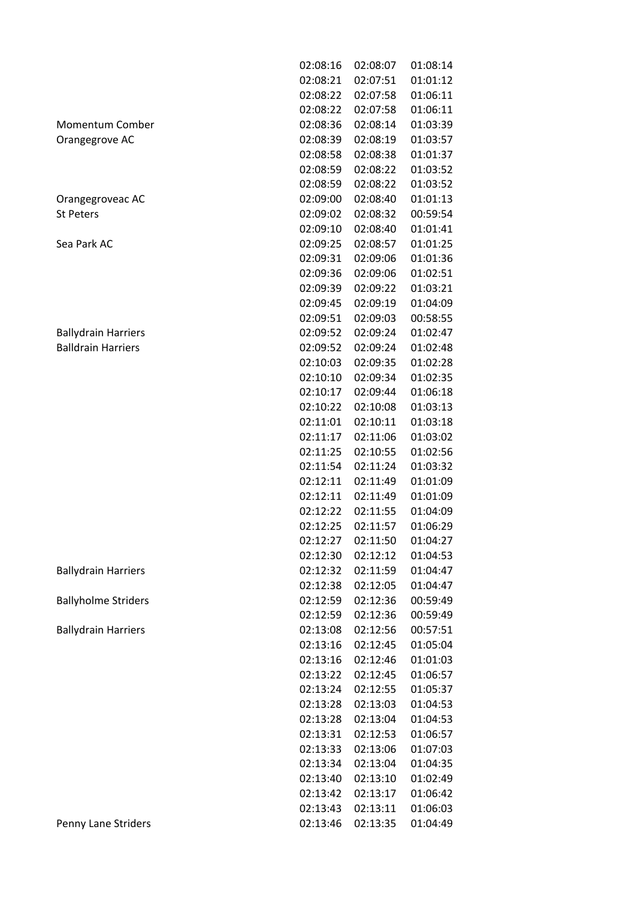| | | | |
|---|---|---|---|
| | 02:08:16 | 02:08:07 | 01:08:14 |
| | 02:08:21 | 02:07:51 | 01:01:12 |
| | 02:08:22 | 02:07:58 | 01:06:11 |
| | 02:08:22 | 02:07:58 | 01:06:11 |
| Momentum Comber | 02:08:36 | 02:08:14 | 01:03:39 |
| Orangegrove AC | 02:08:39 | 02:08:19 | 01:03:57 |
| | 02:08:58 | 02:08:38 | 01:01:37 |
| | 02:08:59 | 02:08:22 | 01:03:52 |
| | 02:08:59 | 02:08:22 | 01:03:52 |
| Orangegroveac AC | 02:09:00 | 02:08:40 | 01:01:13 |
| St Peters | 02:09:02 | 02:08:32 | 00:59:54 |
| | 02:09:10 | 02:08:40 | 01:01:41 |
| Sea Park AC | 02:09:25 | 02:08:57 | 01:01:25 |
| | 02:09:31 | 02:09:06 | 01:01:36 |
| | 02:09:36 | 02:09:06 | 01:02:51 |
| | 02:09:39 | 02:09:22 | 01:03:21 |
| | 02:09:45 | 02:09:19 | 01:04:09 |
| | 02:09:51 | 02:09:03 | 00:58:55 |
| Ballydrain Harriers | 02:09:52 | 02:09:24 | 01:02:47 |
| Balldrain Harriers | 02:09:52 | 02:09:24 | 01:02:48 |
| | 02:10:03 | 02:09:35 | 01:02:28 |
| | 02:10:10 | 02:09:34 | 01:02:35 |
| | 02:10:17 | 02:09:44 | 01:06:18 |
| | 02:10:22 | 02:10:08 | 01:03:13 |
| | 02:11:01 | 02:10:11 | 01:03:18 |
| | 02:11:17 | 02:11:06 | 01:03:02 |
| | 02:11:25 | 02:10:55 | 01:02:56 |
| | 02:11:54 | 02:11:24 | 01:03:32 |
| | 02:12:11 | 02:11:49 | 01:01:09 |
| | 02:12:11 | 02:11:49 | 01:01:09 |
| | 02:12:22 | 02:11:55 | 01:04:09 |
| | 02:12:25 | 02:11:57 | 01:06:29 |
| | 02:12:27 | 02:11:50 | 01:04:27 |
| | 02:12:30 | 02:12:12 | 01:04:53 |
| Ballydrain Harriers | 02:12:32 | 02:11:59 | 01:04:47 |
| | 02:12:38 | 02:12:05 | 01:04:47 |
| Ballyholme Striders | 02:12:59 | 02:12:36 | 00:59:49 |
| | 02:12:59 | 02:12:36 | 00:59:49 |
| Ballydrain Harriers | 02:13:08 | 02:12:56 | 00:57:51 |
| | 02:13:16 | 02:12:45 | 01:05:04 |
| | 02:13:16 | 02:12:46 | 01:01:03 |
| | 02:13:22 | 02:12:45 | 01:06:57 |
| | 02:13:24 | 02:12:55 | 01:05:37 |
| | 02:13:28 | 02:13:03 | 01:04:53 |
| | 02:13:28 | 02:13:04 | 01:04:53 |
| | 02:13:31 | 02:12:53 | 01:06:57 |
| | 02:13:33 | 02:13:06 | 01:07:03 |
| | 02:13:34 | 02:13:04 | 01:04:35 |
| | 02:13:40 | 02:13:10 | 01:02:49 |
| | 02:13:42 | 02:13:17 | 01:06:42 |
| | 02:13:43 | 02:13:11 | 01:06:03 |
| Penny Lane Striders | 02:13:46 | 02:13:35 | 01:04:49 |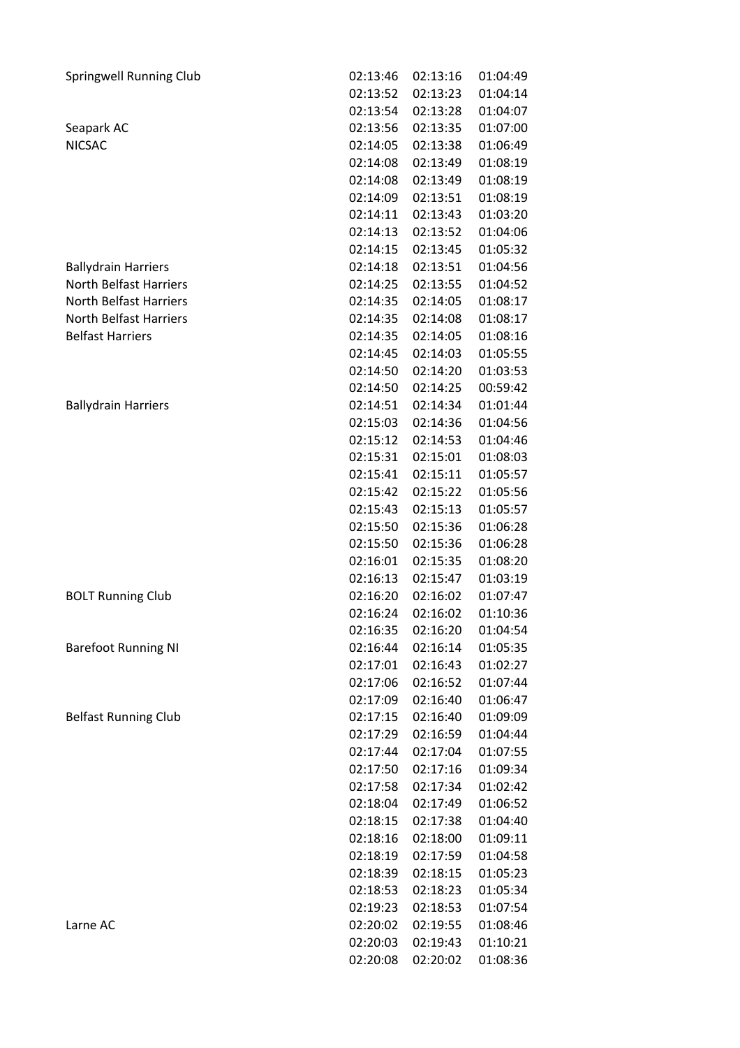| | | | |
|---|---|---|---|
| Springwell Running Club | 02:13:46 | 02:13:16 | 01:04:49 |
| | 02:13:52 | 02:13:23 | 01:04:14 |
| | 02:13:54 | 02:13:28 | 01:04:07 |
| Seapark AC | 02:13:56 | 02:13:35 | 01:07:00 |
| NICSAC | 02:14:05 | 02:13:38 | 01:06:49 |
| | 02:14:08 | 02:13:49 | 01:08:19 |
| | 02:14:08 | 02:13:49 | 01:08:19 |
| | 02:14:09 | 02:13:51 | 01:08:19 |
| | 02:14:11 | 02:13:43 | 01:03:20 |
| | 02:14:13 | 02:13:52 | 01:04:06 |
| | 02:14:15 | 02:13:45 | 01:05:32 |
| Ballydrain Harriers | 02:14:18 | 02:13:51 | 01:04:56 |
| North Belfast Harriers | 02:14:25 | 02:13:55 | 01:04:52 |
| North Belfast Harriers | 02:14:35 | 02:14:05 | 01:08:17 |
| North Belfast Harriers | 02:14:35 | 02:14:08 | 01:08:17 |
| Belfast Harriers | 02:14:35 | 02:14:05 | 01:08:16 |
| | 02:14:45 | 02:14:03 | 01:05:55 |
| | 02:14:50 | 02:14:20 | 01:03:53 |
| | 02:14:50 | 02:14:25 | 00:59:42 |
| Ballydrain Harriers | 02:14:51 | 02:14:34 | 01:01:44 |
| | 02:15:03 | 02:14:36 | 01:04:56 |
| | 02:15:12 | 02:14:53 | 01:04:46 |
| | 02:15:31 | 02:15:01 | 01:08:03 |
| | 02:15:41 | 02:15:11 | 01:05:57 |
| | 02:15:42 | 02:15:22 | 01:05:56 |
| | 02:15:43 | 02:15:13 | 01:05:57 |
| | 02:15:50 | 02:15:36 | 01:06:28 |
| | 02:15:50 | 02:15:36 | 01:06:28 |
| | 02:16:01 | 02:15:35 | 01:08:20 |
| | 02:16:13 | 02:15:47 | 01:03:19 |
| BOLT Running Club | 02:16:20 | 02:16:02 | 01:07:47 |
| | 02:16:24 | 02:16:02 | 01:10:36 |
| | 02:16:35 | 02:16:20 | 01:04:54 |
| Barefoot Running NI | 02:16:44 | 02:16:14 | 01:05:35 |
| | 02:17:01 | 02:16:43 | 01:02:27 |
| | 02:17:06 | 02:16:52 | 01:07:44 |
| | 02:17:09 | 02:16:40 | 01:06:47 |
| Belfast Running Club | 02:17:15 | 02:16:40 | 01:09:09 |
| | 02:17:29 | 02:16:59 | 01:04:44 |
| | 02:17:44 | 02:17:04 | 01:07:55 |
| | 02:17:50 | 02:17:16 | 01:09:34 |
| | 02:17:58 | 02:17:34 | 01:02:42 |
| | 02:18:04 | 02:17:49 | 01:06:52 |
| | 02:18:15 | 02:17:38 | 01:04:40 |
| | 02:18:16 | 02:18:00 | 01:09:11 |
| | 02:18:19 | 02:17:59 | 01:04:58 |
| | 02:18:39 | 02:18:15 | 01:05:23 |
| | 02:18:53 | 02:18:23 | 01:05:34 |
| | 02:19:23 | 02:18:53 | 01:07:54 |
| Larne AC | 02:20:02 | 02:19:55 | 01:08:46 |
| | 02:20:03 | 02:19:43 | 01:10:21 |
| | 02:20:08 | 02:20:02 | 01:08:36 |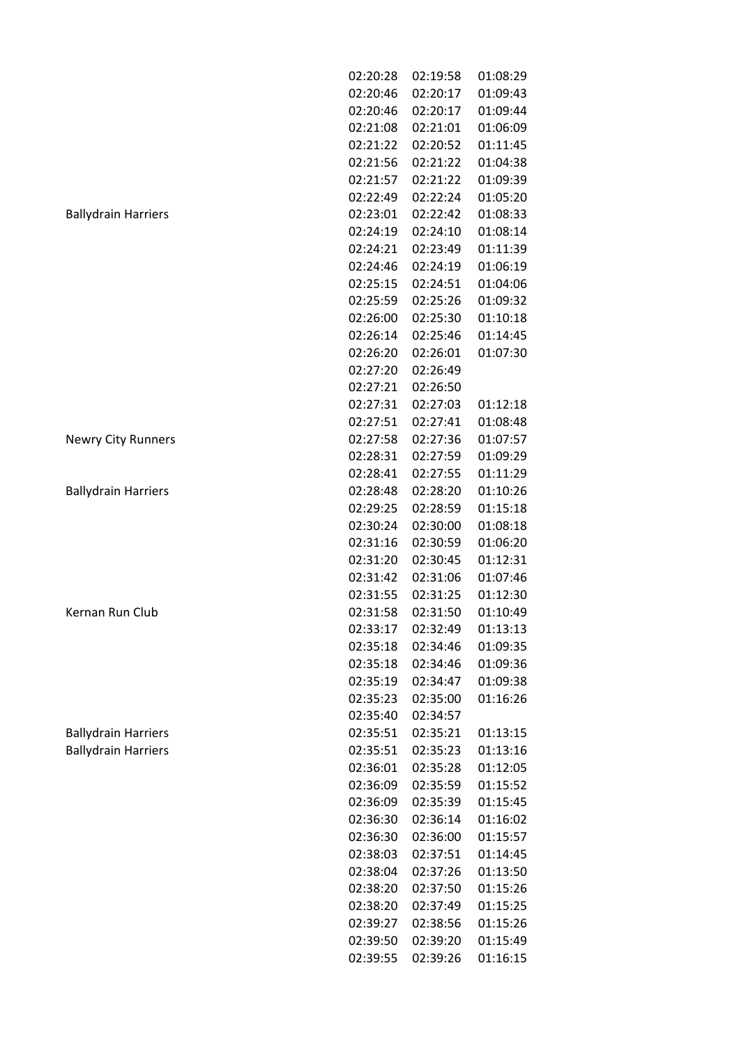| | | | |
|---|---|---|---|
| | 02:20:28 | 02:19:58 | 01:08:29 |
| | 02:20:46 | 02:20:17 | 01:09:43 |
| | 02:20:46 | 02:20:17 | 01:09:44 |
| | 02:21:08 | 02:21:01 | 01:06:09 |
| | 02:21:22 | 02:20:52 | 01:11:45 |
| | 02:21:56 | 02:21:22 | 01:04:38 |
| | 02:21:57 | 02:21:22 | 01:09:39 |
| | 02:22:49 | 02:22:24 | 01:05:20 |
| Ballydrain Harriers | 02:23:01 | 02:22:42 | 01:08:33 |
| | 02:24:19 | 02:24:10 | 01:08:14 |
| | 02:24:21 | 02:23:49 | 01:11:39 |
| | 02:24:46 | 02:24:19 | 01:06:19 |
| | 02:25:15 | 02:24:51 | 01:04:06 |
| | 02:25:59 | 02:25:26 | 01:09:32 |
| | 02:26:00 | 02:25:30 | 01:10:18 |
| | 02:26:14 | 02:25:46 | 01:14:45 |
| | 02:26:20 | 02:26:01 | 01:07:30 |
| | 02:27:20 | 02:26:49 | |
| | 02:27:21 | 02:26:50 | |
| | 02:27:31 | 02:27:03 | 01:12:18 |
| | 02:27:51 | 02:27:41 | 01:08:48 |
| Newry City Runners | 02:27:58 | 02:27:36 | 01:07:57 |
| | 02:28:31 | 02:27:59 | 01:09:29 |
| | 02:28:41 | 02:27:55 | 01:11:29 |
| Ballydrain Harriers | 02:28:48 | 02:28:20 | 01:10:26 |
| | 02:29:25 | 02:28:59 | 01:15:18 |
| | 02:30:24 | 02:30:00 | 01:08:18 |
| | 02:31:16 | 02:30:59 | 01:06:20 |
| | 02:31:20 | 02:30:45 | 01:12:31 |
| | 02:31:42 | 02:31:06 | 01:07:46 |
| | 02:31:55 | 02:31:25 | 01:12:30 |
| Kernan Run Club | 02:31:58 | 02:31:50 | 01:10:49 |
| | 02:33:17 | 02:32:49 | 01:13:13 |
| | 02:35:18 | 02:34:46 | 01:09:35 |
| | 02:35:18 | 02:34:46 | 01:09:36 |
| | 02:35:19 | 02:34:47 | 01:09:38 |
| | 02:35:23 | 02:35:00 | 01:16:26 |
| | 02:35:40 | 02:34:57 | |
| Ballydrain Harriers | 02:35:51 | 02:35:21 | 01:13:15 |
| Ballydrain Harriers | 02:35:51 | 02:35:23 | 01:13:16 |
| | 02:36:01 | 02:35:28 | 01:12:05 |
| | 02:36:09 | 02:35:59 | 01:15:52 |
| | 02:36:09 | 02:35:39 | 01:15:45 |
| | 02:36:30 | 02:36:14 | 01:16:02 |
| | 02:36:30 | 02:36:00 | 01:15:57 |
| | 02:38:03 | 02:37:51 | 01:14:45 |
| | 02:38:04 | 02:37:26 | 01:13:50 |
| | 02:38:20 | 02:37:50 | 01:15:26 |
| | 02:38:20 | 02:37:49 | 01:15:25 |
| | 02:39:27 | 02:38:56 | 01:15:26 |
| | 02:39:50 | 02:39:20 | 01:15:49 |
| | 02:39:55 | 02:39:26 | 01:16:15 |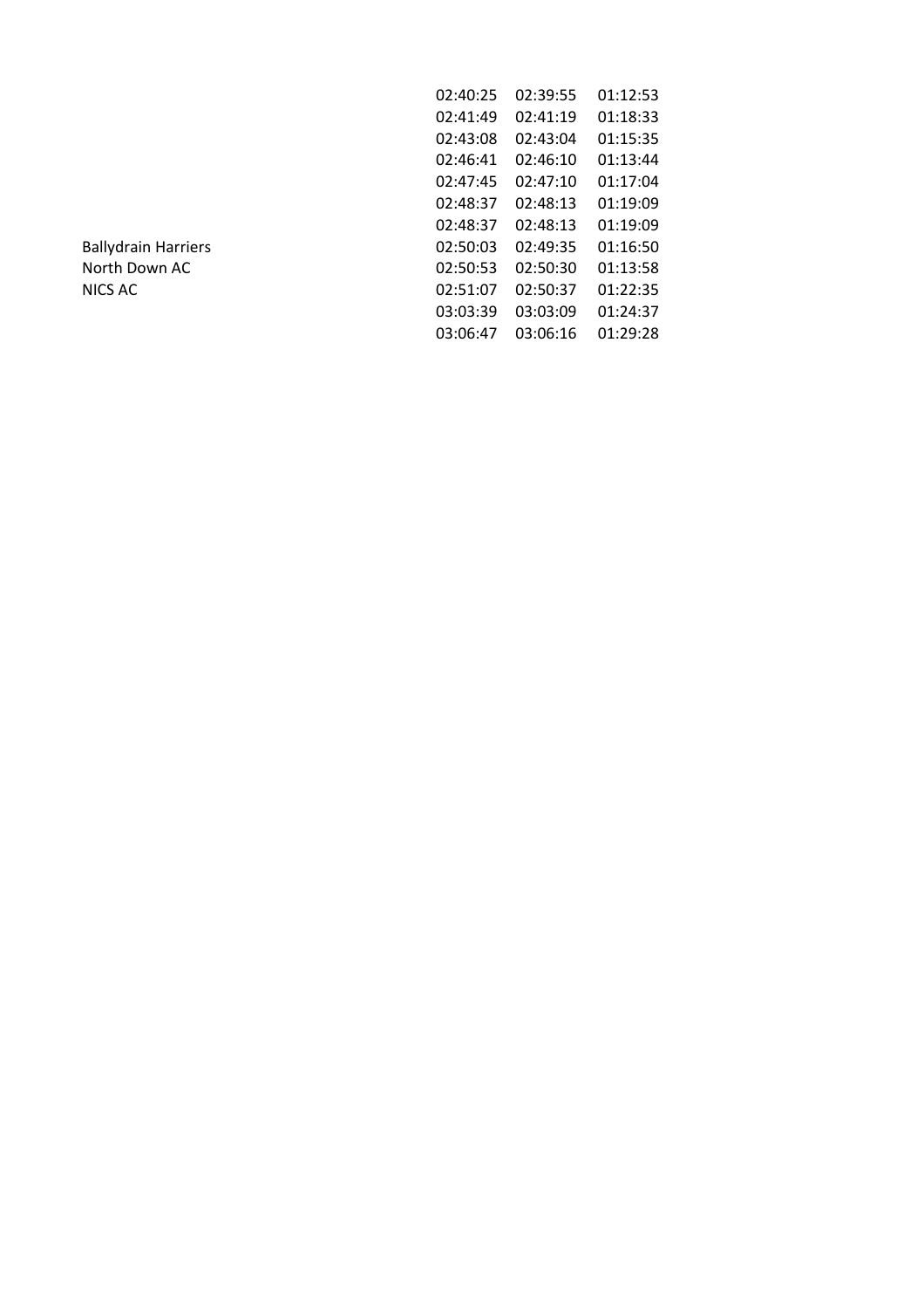| | | | |
|---|---|---|---|
| | 02:40:25 | 02:39:55 | 01:12:53 |
| | 02:41:49 | 02:41:19 | 01:18:33 |
| | 02:43:08 | 02:43:04 | 01:15:35 |
| | 02:46:41 | 02:46:10 | 01:13:44 |
| | 02:47:45 | 02:47:10 | 01:17:04 |
| | 02:48:37 | 02:48:13 | 01:19:09 |
| | 02:48:37 | 02:48:13 | 01:19:09 |
| Ballydrain Harriers | 02:50:03 | 02:49:35 | 01:16:50 |
| North Down AC | 02:50:53 | 02:50:30 | 01:13:58 |
| NICS AC | 02:51:07 | 02:50:37 | 01:22:35 |
| | 03:03:39 | 03:03:09 | 01:24:37 |
| | 03:06:47 | 03:06:16 | 01:29:28 |